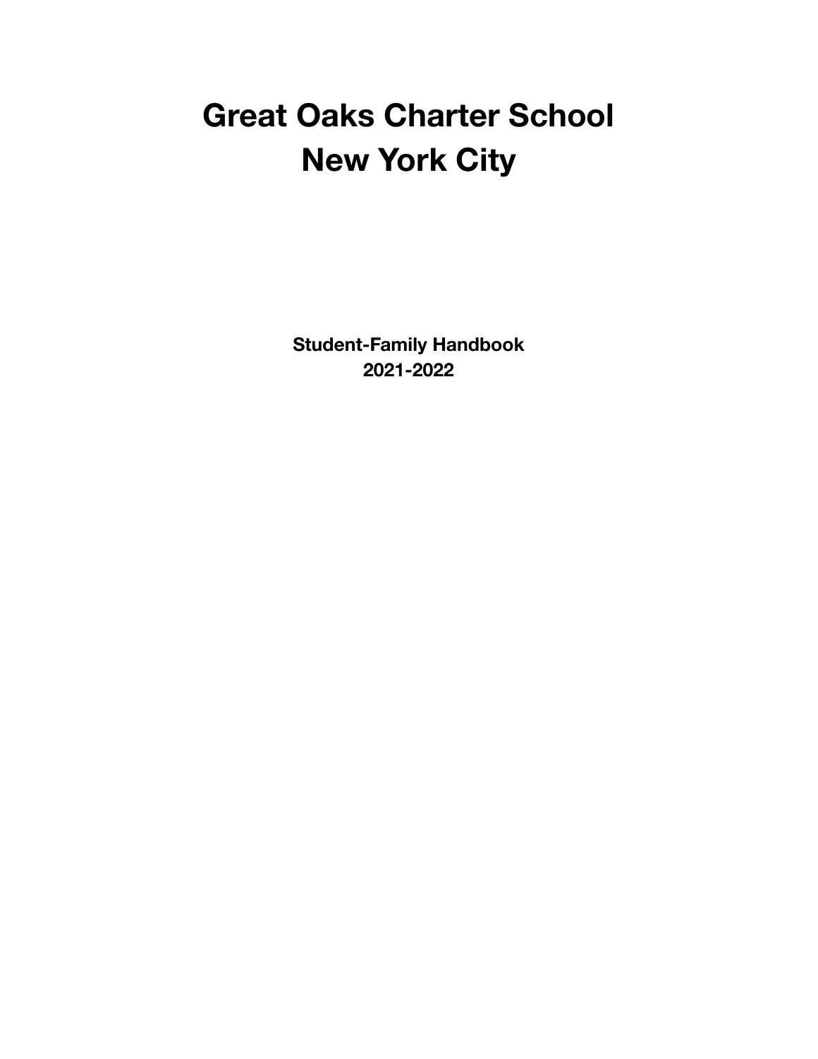# Great Oaks Charter School
# New York City

**Student-Family Handbook**
**2021-2022**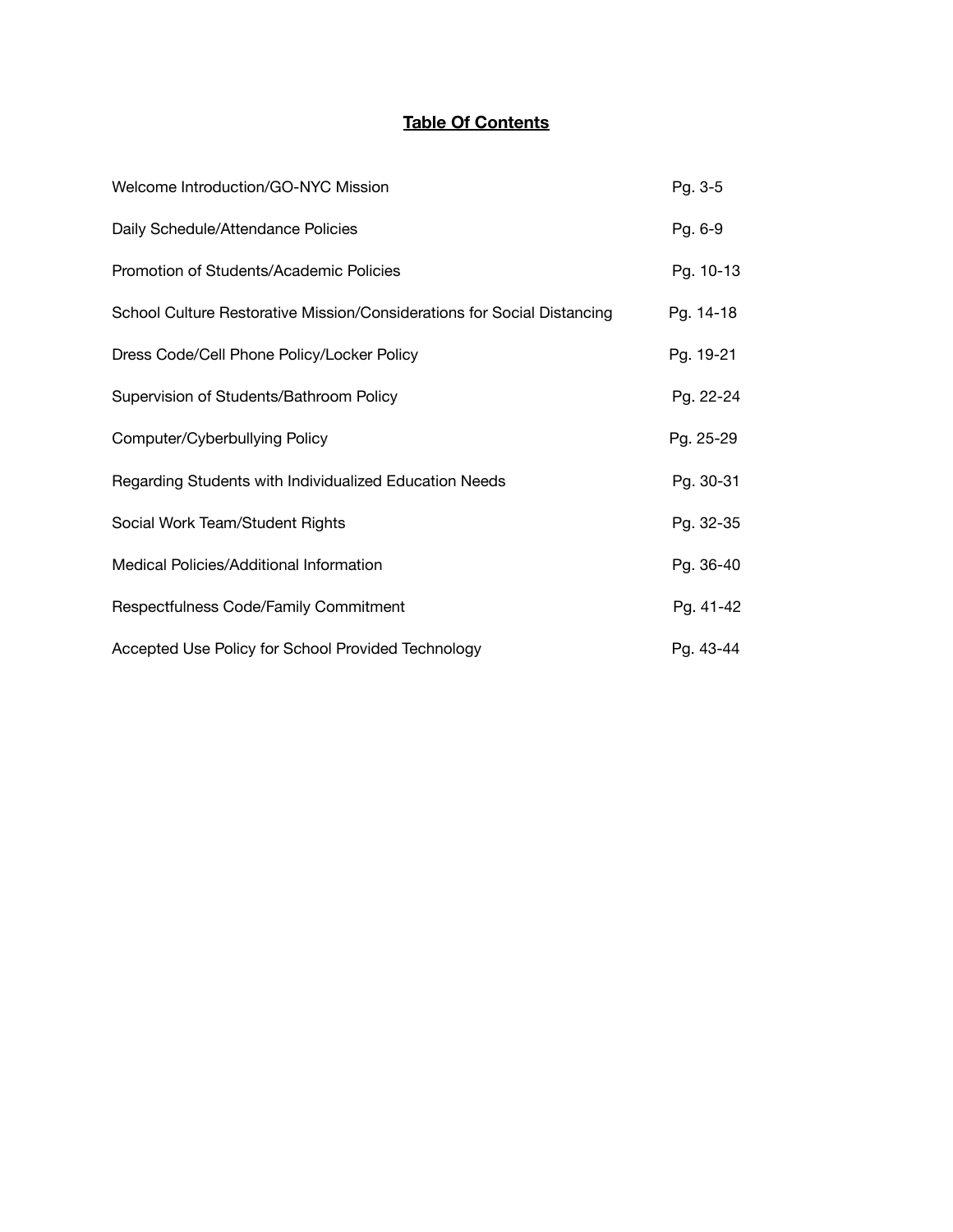# **Table Of Contents**

| | |
|---|---|
| Welcome Introduction/GO-NYC Mission | Pg. 3-5 |
| Daily Schedule/Attendance Policies | Pg. 6-9 |
| Promotion of Students/Academic Policies | Pg. 10-13 |
| School Culture Restorative Mission/Considerations for Social Distancing | Pg. 14-18 |
| Dress Code/Cell Phone Policy/Locker Policy | Pg. 19-21 |
| Supervision of Students/Bathroom Policy | Pg. 22-24 |
| Computer/Cyberbullying Policy | Pg. 25-29 |
| Regarding Students with Individualized Education Needs | Pg. 30-31 |
| Social Work Team/Student Rights | Pg. 32-35 |
| Medical Policies/Additional Information | Pg. 36-40 |
| Respectfulness Code/Family Commitment | Pg. 41-42 |
| Accepted Use Policy for School Provided Technology | Pg. 43-44 |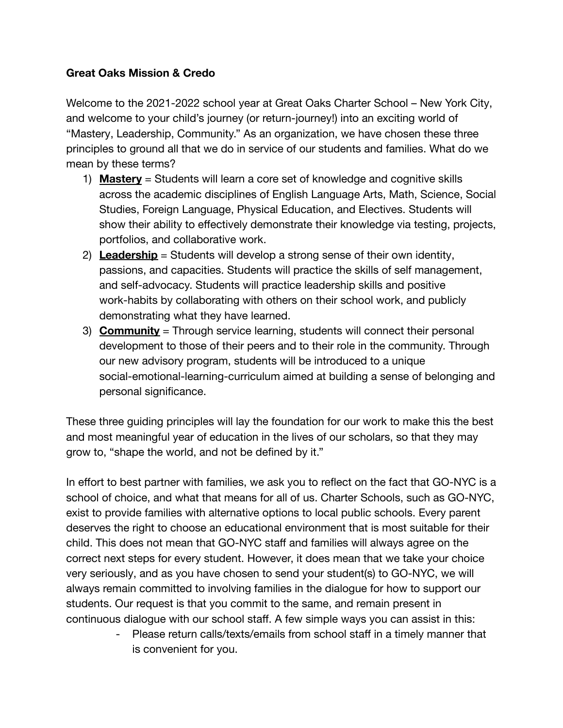**Great Oaks Mission & Credo**

Welcome to the 2021-2022 school year at Great Oaks Charter School – New York City, and welcome to your child's journey (or return-journey!) into an exciting world of "Mastery, Leadership, Community." As an organization, we have chosen these three principles to ground all that we do in service of our students and families. What do we mean by these terms?

1) **Mastery** = Students will learn a core set of knowledge and cognitive skills across the academic disciplines of English Language Arts, Math, Science, Social Studies, Foreign Language, Physical Education, and Electives. Students will show their ability to effectively demonstrate their knowledge via testing, projects, portfolios, and collaborative work.
2) **Leadership** = Students will develop a strong sense of their own identity, passions, and capacities. Students will practice the skills of self management, and self-advocacy. Students will practice leadership skills and positive work-habits by collaborating with others on their school work, and publicly demonstrating what they have learned.
3) **Community** = Through service learning, students will connect their personal development to those of their peers and to their role in the community. Through our new advisory program, students will be introduced to a unique social-emotional-learning-curriculum aimed at building a sense of belonging and personal significance.

These three guiding principles will lay the foundation for our work to make this the best and most meaningful year of education in the lives of our scholars, so that they may grow to, "shape the world, and not be defined by it."

In effort to best partner with families, we ask you to reflect on the fact that GO-NYC is a school of choice, and what that means for all of us. Charter Schools, such as GO-NYC, exist to provide families with alternative options to local public schools. Every parent deserves the right to choose an educational environment that is most suitable for their child. This does not mean that GO-NYC staff and families will always agree on the correct next steps for every student. However, it does mean that we take your choice very seriously, and as you have chosen to send your student(s) to GO-NYC, we will always remain committed to involving families in the dialogue for how to support our students. Our request is that you commit to the same, and remain present in continuous dialogue with our school staff. A few simple ways you can assist in this:

- Please return calls/texts/emails from school staff in a timely manner that is convenient for you.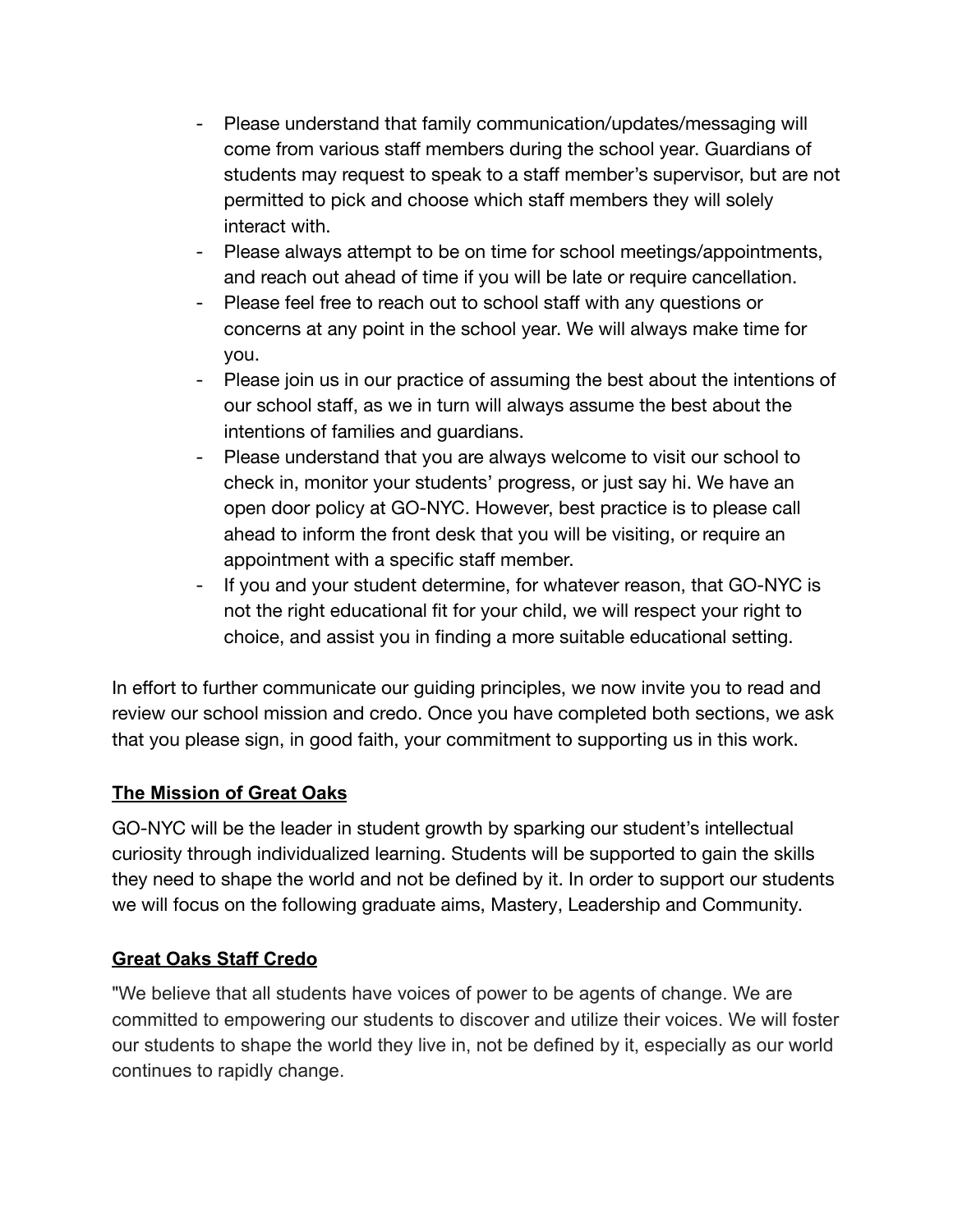- Please understand that family communication/updates/messaging will come from various staff members during the school year. Guardians of students may request to speak to a staff member's supervisor, but are not permitted to pick and choose which staff members they will solely interact with.
- Please always attempt to be on time for school meetings/appointments, and reach out ahead of time if you will be late or require cancellation.
- Please feel free to reach out to school staff with any questions or concerns at any point in the school year. We will always make time for you.
- Please join us in our practice of assuming the best about the intentions of our school staff, as we in turn will always assume the best about the intentions of families and guardians.
- Please understand that you are always welcome to visit our school to check in, monitor your students' progress, or just say hi. We have an open door policy at GO-NYC. However, best practice is to please call ahead to inform the front desk that you will be visiting, or require an appointment with a specific staff member.
- If you and your student determine, for whatever reason, that GO-NYC is not the right educational fit for your child, we will respect your right to choice, and assist you in finding a more suitable educational setting.

In effort to further communicate our guiding principles, we now invite you to read and review our school mission and credo. Once you have completed both sections, we ask that you please sign, in good faith, your commitment to supporting us in this work.

## The Mission of Great Oaks

GO-NYC will be the leader in student growth by sparking our student's intellectual curiosity through individualized learning. Students will be supported to gain the skills they need to shape the world and not be defined by it. In order to support our students we will focus on the following graduate aims, Mastery, Leadership and Community.

## Great Oaks Staff Credo

"We believe that all students have voices of power to be agents of change. We are committed to empowering our students to discover and utilize their voices. We will foster our students to shape the world they live in, not be defined by it, especially as our world continues to rapidly change.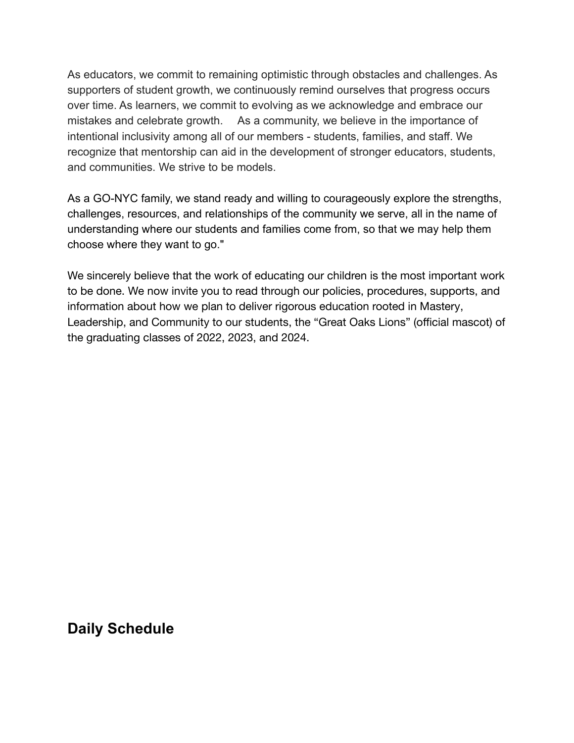As educators, we commit to remaining optimistic through obstacles and challenges. As supporters of student growth, we continuously remind ourselves that progress occurs over time. As learners, we commit to evolving as we acknowledge and embrace our mistakes and celebrate growth.     As a community, we believe in the importance of intentional inclusivity among all of our members - students, families, and staff. We recognize that mentorship can aid in the development of stronger educators, students, and communities. We strive to be models.

As a GO-NYC family, we stand ready and willing to courageously explore the strengths, challenges, resources, and relationships of the community we serve, all in the name of understanding where our students and families come from, so that we may help them choose where they want to go."

We sincerely believe that the work of educating our children is the most important work to be done. We now invite you to read through our policies, procedures, supports, and information about how we plan to deliver rigorous education rooted in Mastery, Leadership, and Community to our students, the “Great Oaks Lions” (official mascot) of the graduating classes of 2022, 2023, and 2024.

## Daily Schedule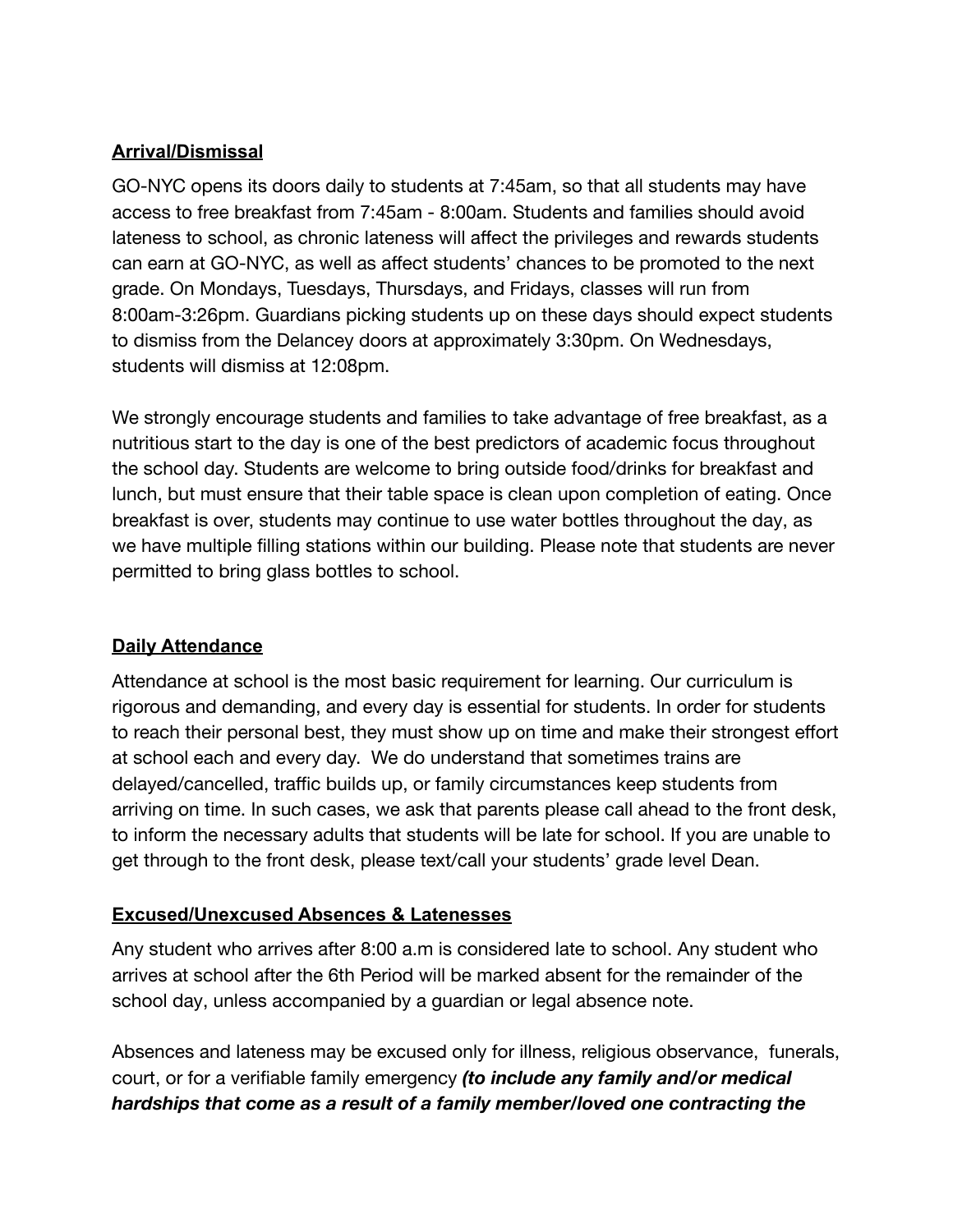**Arrival/Dismissal**

GO-NYC opens its doors daily to students at 7:45am, so that all students may have access to free breakfast from 7:45am - 8:00am. Students and families should avoid lateness to school, as chronic lateness will affect the privileges and rewards students can earn at GO-NYC, as well as affect students' chances to be promoted to the next grade. On Mondays, Tuesdays, Thursdays, and Fridays, classes will run from 8:00am-3:26pm. Guardians picking students up on these days should expect students to dismiss from the Delancey doors at approximately 3:30pm. On Wednesdays, students will dismiss at 12:08pm.

We strongly encourage students and families to take advantage of free breakfast, as a nutritious start to the day is one of the best predictors of academic focus throughout the school day. Students are welcome to bring outside food/drinks for breakfast and lunch, but must ensure that their table space is clean upon completion of eating. Once breakfast is over, students may continue to use water bottles throughout the day, as we have multiple filling stations within our building. Please note that students are never permitted to bring glass bottles to school.

**Daily Attendance**

Attendance at school is the most basic requirement for learning. Our curriculum is rigorous and demanding, and every day is essential for students. In order for students to reach their personal best, they must show up on time and make their strongest effort at school each and every day. We do understand that sometimes trains are delayed/cancelled, traffic builds up, or family circumstances keep students from arriving on time. In such cases, we ask that parents please call ahead to the front desk, to inform the necessary adults that students will be late for school. If you are unable to get through to the front desk, please text/call your students' grade level Dean.

**Excused/Unexcused Absences & Latenesses**

Any student who arrives after 8:00 a.m is considered late to school. Any student who arrives at school after the 6th Period will be marked absent for the remainder of the school day, unless accompanied by a guardian or legal absence note.

Absences and lateness may be excused only for illness, religious observance, funerals, court, or for a verifiable family emergency ***(to include any family and/or medical hardships that come as a result of a family member/loved one contracting the***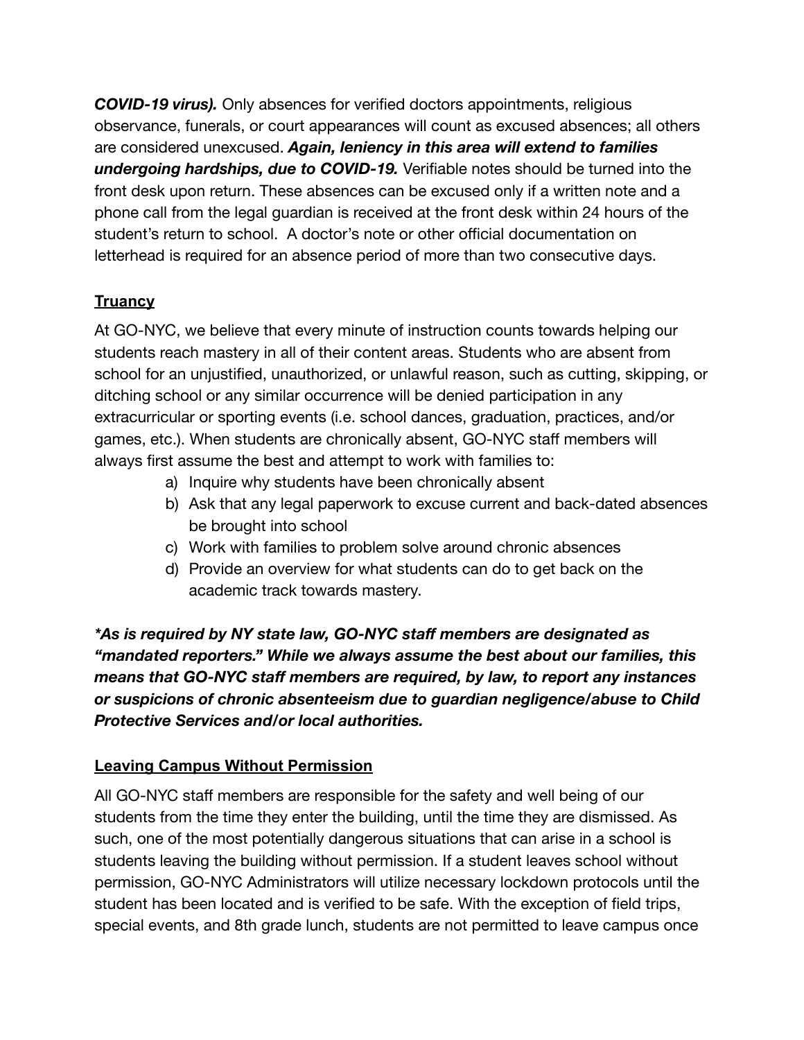***COVID-19 virus).*** Only absences for verified doctors appointments, religious observance, funerals, or court appearances will count as excused absences; all others are considered unexcused. ***Again, leniency in this area will extend to families undergoing hardships, due to COVID-19.*** Verifiable notes should be turned into the front desk upon return. These absences can be excused only if a written note and a phone call from the legal guardian is received at the front desk within 24 hours of the student's return to school. A doctor's note or other official documentation on letterhead is required for an absence period of more than two consecutive days.

**Truancy**

At GO-NYC, we believe that every minute of instruction counts towards helping our students reach mastery in all of their content areas. Students who are absent from school for an unjustified, unauthorized, or unlawful reason, such as cutting, skipping, or ditching school or any similar occurrence will be denied participation in any extracurricular or sporting events (i.e. school dances, graduation, practices, and/or games, etc.). When students are chronically absent, GO-NYC staff members will always first assume the best and attempt to work with families to:

a) Inquire why students have been chronically absent
b) Ask that any legal paperwork to excuse current and back-dated absences be brought into school
c) Work with families to problem solve around chronic absences
d) Provide an overview for what students can do to get back on the academic track towards mastery.

***\*As is required by NY state law, GO-NYC staff members are designated as "mandated reporters." While we always assume the best about our families, this means that GO-NYC staff members are required, by law, to report any instances or suspicions of chronic absenteeism due to guardian negligence/abuse to Child Protective Services and/or local authorities.***

**Leaving Campus Without Permission**

All GO-NYC staff members are responsible for the safety and well being of our students from the time they enter the building, until the time they are dismissed. As such, one of the most potentially dangerous situations that can arise in a school is students leaving the building without permission. If a student leaves school without permission, GO-NYC Administrators will utilize necessary lockdown protocols until the student has been located and is verified to be safe. With the exception of field trips, special events, and 8th grade lunch, students are not permitted to leave campus once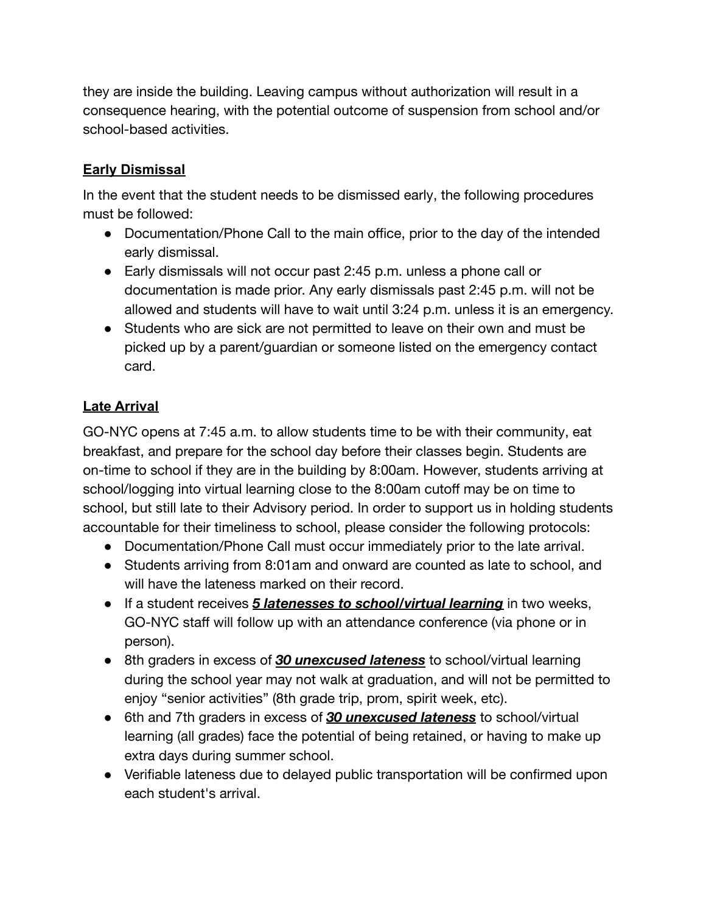they are inside the building. Leaving campus without authorization will result in a consequence hearing, with the potential outcome of suspension from school and/or school-based activities.

## Early Dismissal

In the event that the student needs to be dismissed early, the following procedures must be followed:

- Documentation/Phone Call to the main office, prior to the day of the intended early dismissal.
- Early dismissals will not occur past 2:45 p.m. unless a phone call or documentation is made prior. Any early dismissals past 2:45 p.m. will not be allowed and students will have to wait until 3:24 p.m. unless it is an emergency.
- Students who are sick are not permitted to leave on their own and must be picked up by a parent/guardian or someone listed on the emergency contact card.

## Late Arrival

GO-NYC opens at 7:45 a.m. to allow students time to be with their community, eat breakfast, and prepare for the school day before their classes begin. Students are on-time to school if they are in the building by 8:00am. However, students arriving at school/logging into virtual learning close to the 8:00am cutoff may be on time to school, but still late to their Advisory period. In order to support us in holding students accountable for their timeliness to school, please consider the following protocols:

- Documentation/Phone Call must occur immediately prior to the late arrival.
- Students arriving from 8:01am and onward are counted as late to school, and will have the lateness marked on their record.
- If a student receives ***5 latenesses to school/virtual learning*** in two weeks, GO-NYC staff will follow up with an attendance conference (via phone or in person).
- 8th graders in excess of ***30 unexcused lateness*** to school/virtual learning during the school year may not walk at graduation, and will not be permitted to enjoy "senior activities" (8th grade trip, prom, spirit week, etc).
- 6th and 7th graders in excess of ***30 unexcused lateness*** to school/virtual learning (all grades) face the potential of being retained, or having to make up extra days during summer school.
- Verifiable lateness due to delayed public transportation will be confirmed upon each student's arrival.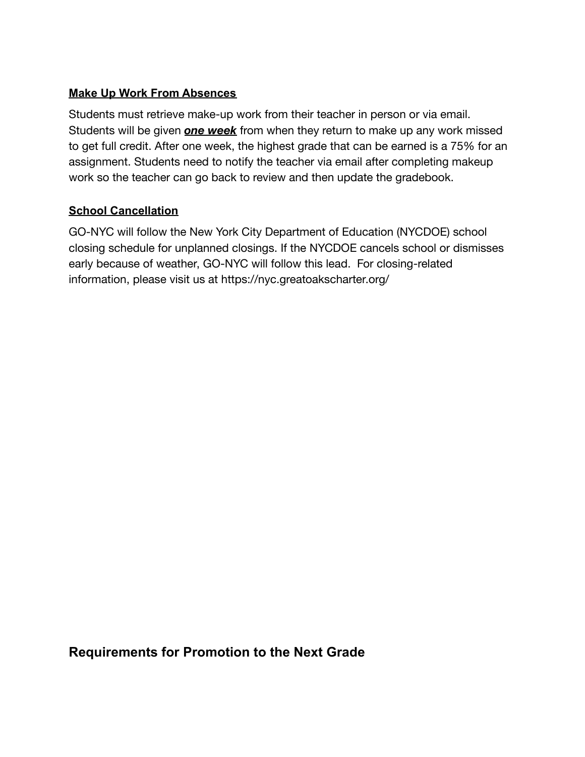**Make Up Work From Absences**

Students must retrieve make-up work from their teacher in person or via email. Students will be given ***one week*** from when they return to make up any work missed to get full credit. After one week, the highest grade that can be earned is a 75% for an assignment. Students need to notify the teacher via email after completing makeup work so the teacher can go back to review and then update the gradebook.

**School Cancellation**

GO-NYC will follow the New York City Department of Education (NYCDOE) school closing schedule for unplanned closings. If the NYCDOE cancels school or dismisses early because of weather, GO-NYC will follow this lead. For closing-related information, please visit us at https://nyc.greatoakscharter.org/

## Requirements for Promotion to the Next Grade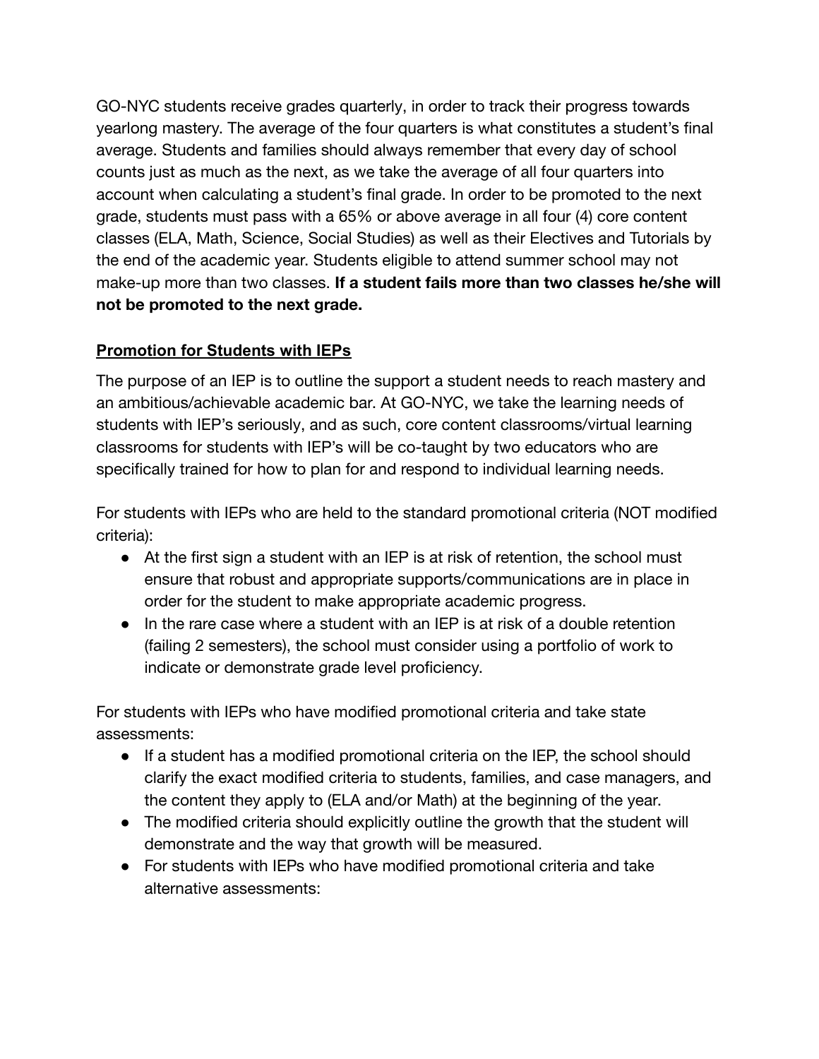GO-NYC students receive grades quarterly, in order to track their progress towards yearlong mastery. The average of the four quarters is what constitutes a student's final average. Students and families should always remember that every day of school counts just as much as the next, as we take the average of all four quarters into account when calculating a student's final grade. In order to be promoted to the next grade, students must pass with a 65% or above average in all four (4) core content classes (ELA, Math, Science, Social Studies) as well as their Electives and Tutorials by the end of the academic year. Students eligible to attend summer school may not make-up more than two classes. **If a student fails more than two classes he/she will not be promoted to the next grade.**

**Promotion for Students with IEPs**

The purpose of an IEP is to outline the support a student needs to reach mastery and an ambitious/achievable academic bar. At GO-NYC, we take the learning needs of students with IEP's seriously, and as such, core content classrooms/virtual learning classrooms for students with IEP's will be co-taught by two educators who are specifically trained for how to plan for and respond to individual learning needs.

For students with IEPs who are held to the standard promotional criteria (NOT modified criteria):

- At the first sign a student with an IEP is at risk of retention, the school must ensure that robust and appropriate supports/communications are in place in order for the student to make appropriate academic progress.
- In the rare case where a student with an IEP is at risk of a double retention (failing 2 semesters), the school must consider using a portfolio of work to indicate or demonstrate grade level proficiency.

For students with IEPs who have modified promotional criteria and take state assessments:

- If a student has a modified promotional criteria on the IEP, the school should clarify the exact modified criteria to students, families, and case managers, and the content they apply to (ELA and/or Math) at the beginning of the year.
- The modified criteria should explicitly outline the growth that the student will demonstrate and the way that growth will be measured.
- For students with IEPs who have modified promotional criteria and take alternative assessments: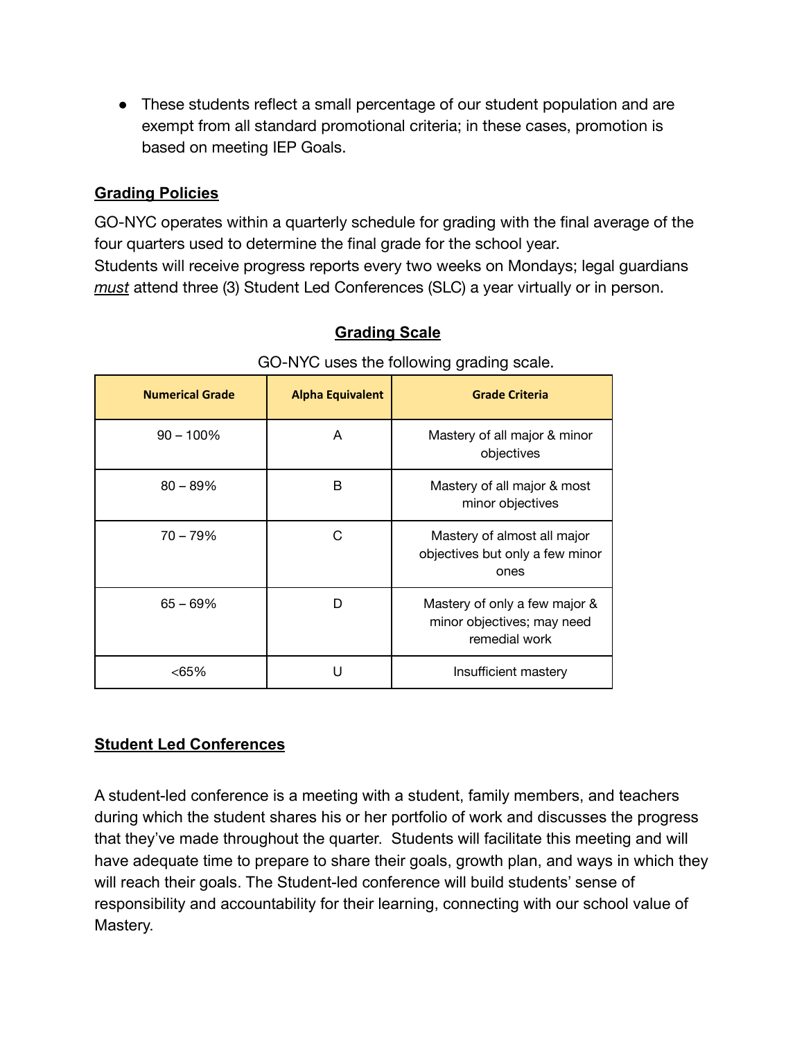- These students reflect a small percentage of our student population and are exempt from all standard promotional criteria; in these cases, promotion is based on meeting IEP Goals.

## Grading Policies

GO-NYC operates within a quarterly schedule for grading with the final average of the four quarters used to determine the final grade for the school year.
Students will receive progress reports every two weeks on Mondays; legal guardians *must* attend three (3) Student Led Conferences (SLC) a year virtually or in person.

## Grading Scale

GO-NYC uses the following grading scale.

| Numerical Grade | Alpha Equivalent | Grade Criteria |
|---|---|---|
| 90 – 100% | A | Mastery of all major & minor objectives |
| 80 – 89% | B | Mastery of all major & most minor objectives |
| 70 – 79% | C | Mastery of almost all major objectives but only a few minor ones |
| 65 – 69% | D | Mastery of only a few major & minor objectives; may need remedial work |
| <65% | U | Insufficient mastery |

## Student Led Conferences

A student-led conference is a meeting with a student, family members, and teachers during which the student shares his or her portfolio of work and discusses the progress that they've made throughout the quarter. Students will facilitate this meeting and will have adequate time to prepare to share their goals, growth plan, and ways in which they will reach their goals. The Student-led conference will build students' sense of responsibility and accountability for their learning, connecting with our school value of Mastery.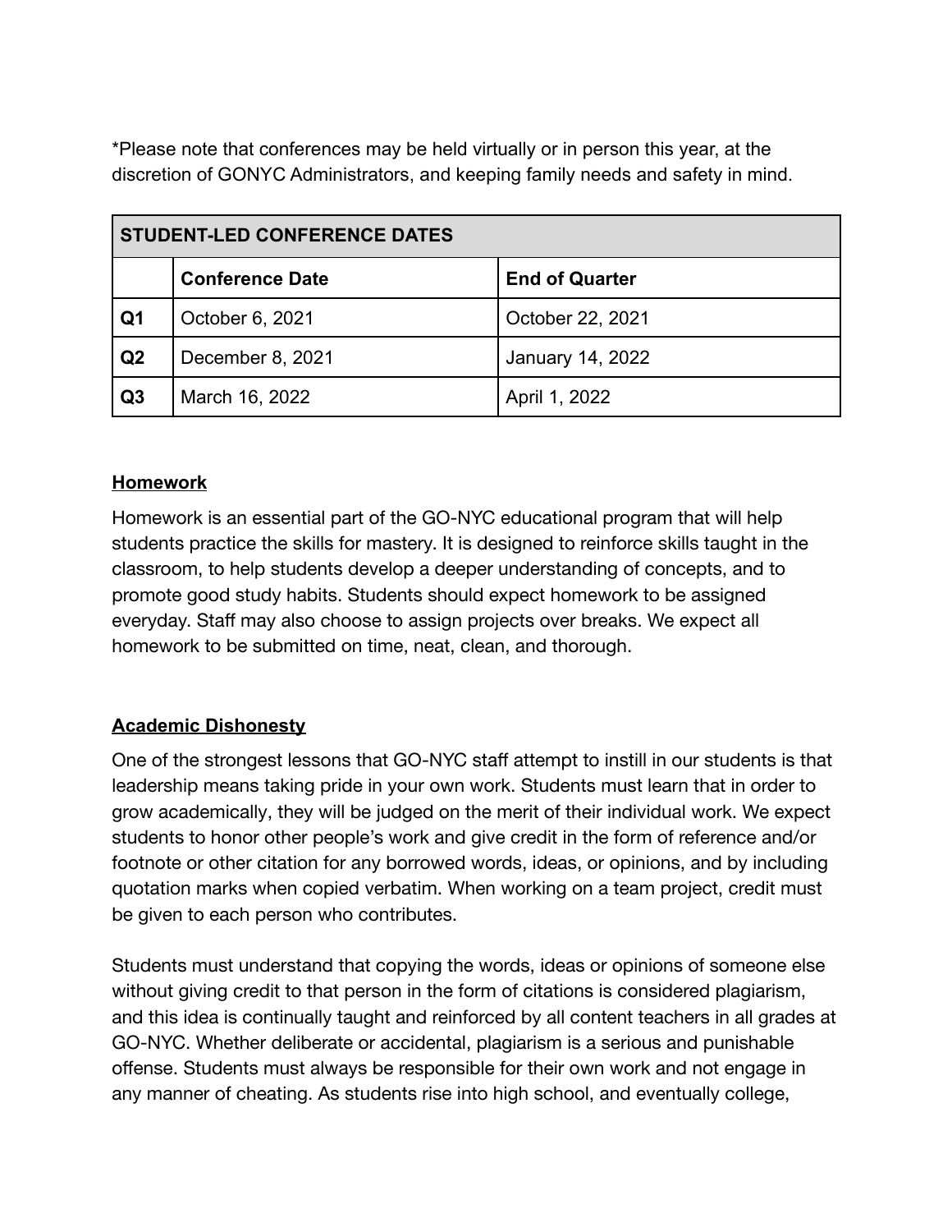*Please note that conferences may be held virtually or in person this year, at the discretion of GONYC Administrators, and keeping family needs and safety in mind.

| STUDENT-LED CONFERENCE DATES | | |
|---|---|---|
| | **Conference Date** | **End of Quarter** |
| **Q1** | October 6, 2021 | October 22, 2021 |
| **Q2** | December 8, 2021 | January 14, 2022 |
| **Q3** | March 16, 2022 | April 1, 2022 |

## Homework

Homework is an essential part of the GO-NYC educational program that will help students practice the skills for mastery. It is designed to reinforce skills taught in the classroom, to help students develop a deeper understanding of concepts, and to promote good study habits. Students should expect homework to be assigned everyday. Staff may also choose to assign projects over breaks. We expect all homework to be submitted on time, neat, clean, and thorough.

## Academic Dishonesty

One of the strongest lessons that GO-NYC staff attempt to instill in our students is that leadership means taking pride in your own work. Students must learn that in order to grow academically, they will be judged on the merit of their individual work. We expect students to honor other people's work and give credit in the form of reference and/or footnote or other citation for any borrowed words, ideas, or opinions, and by including quotation marks when copied verbatim. When working on a team project, credit must be given to each person who contributes.

Students must understand that copying the words, ideas or opinions of someone else without giving credit to that person in the form of citations is considered plagiarism, and this idea is continually taught and reinforced by all content teachers in all grades at GO-NYC. Whether deliberate or accidental, plagiarism is a serious and punishable offense. Students must always be responsible for their own work and not engage in any manner of cheating. As students rise into high school, and eventually college,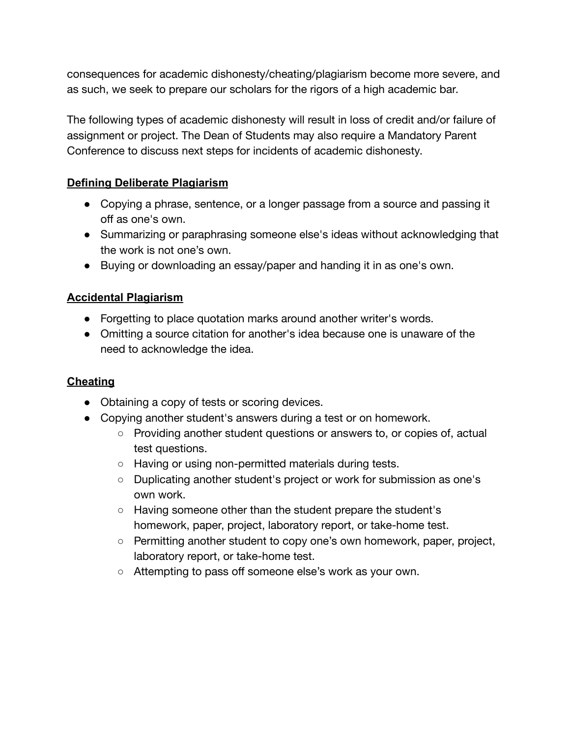consequences for academic dishonesty/cheating/plagiarism become more severe, and as such, we seek to prepare our scholars for the rigors of a high academic bar.

The following types of academic dishonesty will result in loss of credit and/or failure of assignment or project. The Dean of Students may also require a Mandatory Parent Conference to discuss next steps for incidents of academic dishonesty.

**Defining Deliberate Plagiarism**

- Copying a phrase, sentence, or a longer passage from a source and passing it off as one's own.
- Summarizing or paraphrasing someone else's ideas without acknowledging that the work is not one's own.
- Buying or downloading an essay/paper and handing it in as one's own.

**Accidental Plagiarism**

- Forgetting to place quotation marks around another writer's words.
- Omitting a source citation for another's idea because one is unaware of the need to acknowledge the idea.

**Cheating**

- Obtaining a copy of tests or scoring devices.
- Copying another student's answers during a test or on homework.
  - Providing another student questions or answers to, or copies of, actual test questions.
  - Having or using non-permitted materials during tests.
  - Duplicating another student's project or work for submission as one's own work.
  - Having someone other than the student prepare the student's homework, paper, project, laboratory report, or take-home test.
  - Permitting another student to copy one's own homework, paper, project, laboratory report, or take-home test.
  - Attempting to pass off someone else's work as your own.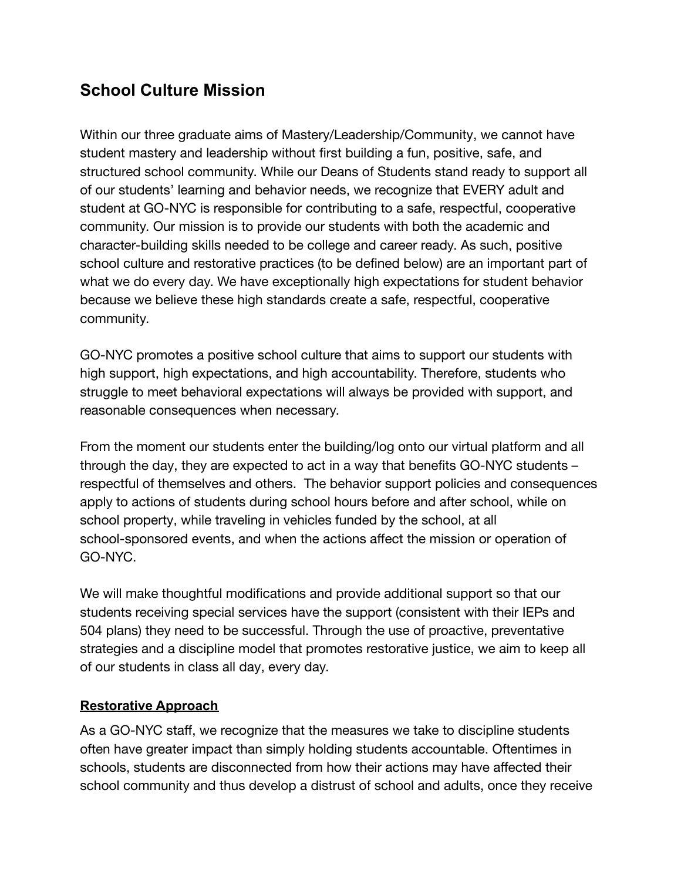## School Culture Mission

Within our three graduate aims of Mastery/Leadership/Community, we cannot have student mastery and leadership without first building a fun, positive, safe, and structured school community. While our Deans of Students stand ready to support all of our students' learning and behavior needs, we recognize that EVERY adult and student at GO-NYC is responsible for contributing to a safe, respectful, cooperative community. Our mission is to provide our students with both the academic and character-building skills needed to be college and career ready. As such, positive school culture and restorative practices (to be defined below) are an important part of what we do every day. We have exceptionally high expectations for student behavior because we believe these high standards create a safe, respectful, cooperative community.

GO-NYC promotes a positive school culture that aims to support our students with high support, high expectations, and high accountability. Therefore, students who struggle to meet behavioral expectations will always be provided with support, and reasonable consequences when necessary.

From the moment our students enter the building/log onto our virtual platform and all through the day, they are expected to act in a way that benefits GO-NYC students – respectful of themselves and others. The behavior support policies and consequences apply to actions of students during school hours before and after school, while on school property, while traveling in vehicles funded by the school, at all school-sponsored events, and when the actions affect the mission or operation of GO-NYC.

We will make thoughtful modifications and provide additional support so that our students receiving special services have the support (consistent with their IEPs and 504 plans) they need to be successful. Through the use of proactive, preventative strategies and a discipline model that promotes restorative justice, we aim to keep all of our students in class all day, every day.

**Restorative Approach**

As a GO-NYC staff, we recognize that the measures we take to discipline students often have greater impact than simply holding students accountable. Oftentimes in schools, students are disconnected from how their actions may have affected their school community and thus develop a distrust of school and adults, once they receive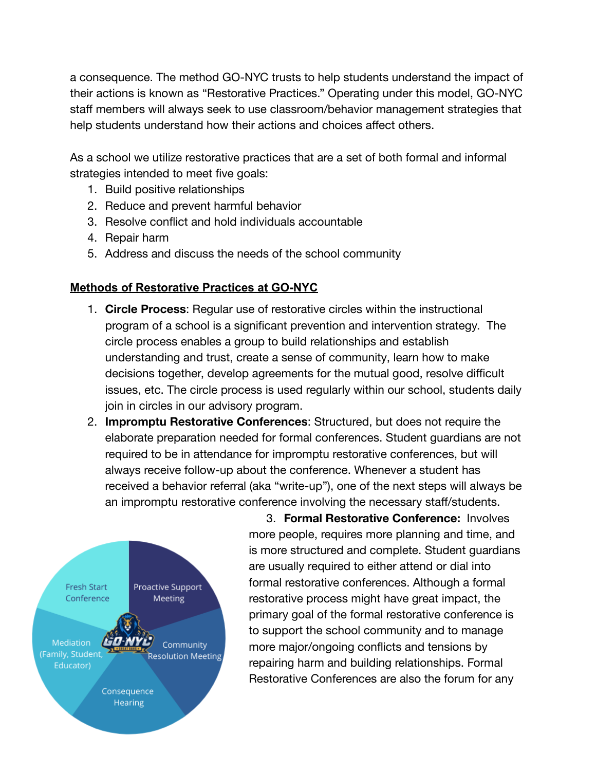a consequence. The method GO-NYC trusts to help students understand the impact of their actions is known as "Restorative Practices." Operating under this model, GO-NYC staff members will always seek to use classroom/behavior management strategies that help students understand how their actions and choices affect others.

As a school we utilize restorative practices that are a set of both formal and informal strategies intended to meet five goals:

1. Build positive relationships
2. Reduce and prevent harmful behavior
3. Resolve conflict and hold individuals accountable
4. Repair harm
5. Address and discuss the needs of the school community

## Methods of Restorative Practices at GO-NYC

1. **Circle Process**: Regular use of restorative circles within the instructional program of a school is a significant prevention and intervention strategy. The circle process enables a group to build relationships and establish understanding and trust, create a sense of community, learn how to make decisions together, develop agreements for the mutual good, resolve difficult issues, etc. The circle process is used regularly within our school, students daily join in circles in our advisory program.
2. **Impromptu Restorative Conferences**: Structured, but does not require the elaborate preparation needed for formal conferences. Student guardians are not required to be in attendance for impromptu restorative conferences, but will always receive follow-up about the conference. Whenever a student has received a behavior referral (aka "write-up"), one of the next steps will always be an impromptu restorative conference involving the necessary staff/students.
3. **Formal Restorative Conference:** Involves more people, requires more planning and time, and is more structured and complete. Student guardians are usually required to either attend or dial into formal restorative conferences. Although a formal restorative process might have great impact, the primary goal of the formal restorative conference is to support the school community and to manage more major/ongoing conflicts and tensions by repairing harm and building relationships. Formal Restorative Conferences are also the forum for any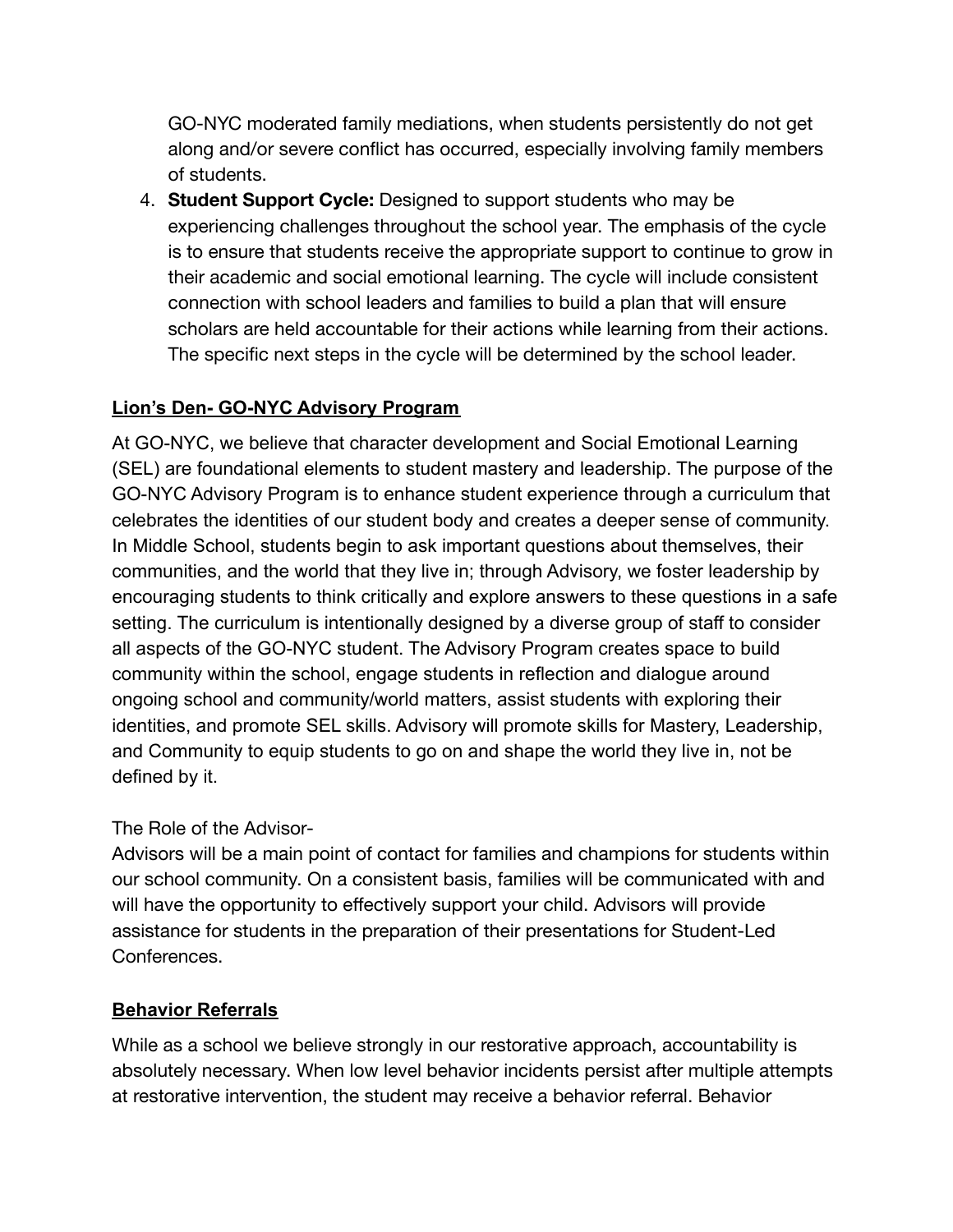GO-NYC moderated family mediations, when students persistently do not get along and/or severe conflict has occurred, especially involving family members of students.

4. **Student Support Cycle:** Designed to support students who may be experiencing challenges throughout the school year. The emphasis of the cycle is to ensure that students receive the appropriate support to continue to grow in their academic and social emotional learning. The cycle will include consistent connection with school leaders and families to build a plan that will ensure scholars are held accountable for their actions while learning from their actions. The specific next steps in the cycle will be determined by the school leader.

## Lion's Den- GO-NYC Advisory Program

At GO-NYC, we believe that character development and Social Emotional Learning (SEL) are foundational elements to student mastery and leadership. The purpose of the GO-NYC Advisory Program is to enhance student experience through a curriculum that celebrates the identities of our student body and creates a deeper sense of community. In Middle School, students begin to ask important questions about themselves, their communities, and the world that they live in; through Advisory, we foster leadership by encouraging students to think critically and explore answers to these questions in a safe setting. The curriculum is intentionally designed by a diverse group of staff to consider all aspects of the GO-NYC student. The Advisory Program creates space to build community within the school, engage students in reflection and dialogue around ongoing school and community/world matters, assist students with exploring their identities, and promote SEL skills. Advisory will promote skills for Mastery, Leadership, and Community to equip students to go on and shape the world they live in, not be defined by it.

The Role of the Advisor-

Advisors will be a main point of contact for families and champions for students within our school community. On a consistent basis, families will be communicated with and will have the opportunity to effectively support your child. Advisors will provide assistance for students in the preparation of their presentations for Student-Led Conferences.

## Behavior Referrals

While as a school we believe strongly in our restorative approach, accountability is absolutely necessary. When low level behavior incidents persist after multiple attempts at restorative intervention, the student may receive a behavior referral. Behavior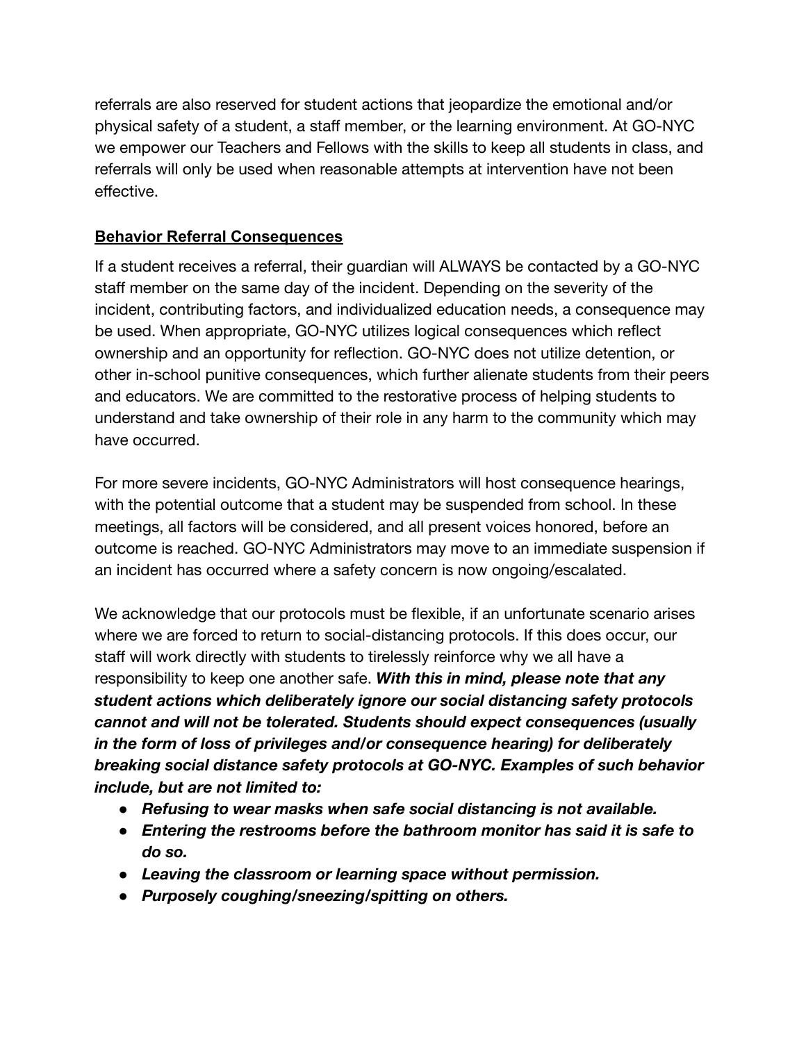referrals are also reserved for student actions that jeopardize the emotional and/or physical safety of a student, a staff member, or the learning environment. At GO-NYC we empower our Teachers and Fellows with the skills to keep all students in class, and referrals will only be used when reasonable attempts at intervention have not been effective.

**Behavior Referral Consequences**

If a student receives a referral, their guardian will ALWAYS be contacted by a GO-NYC staff member on the same day of the incident. Depending on the severity of the incident, contributing factors, and individualized education needs, a consequence may be used. When appropriate, GO-NYC utilizes logical consequences which reflect ownership and an opportunity for reflection. GO-NYC does not utilize detention, or other in-school punitive consequences, which further alienate students from their peers and educators. We are committed to the restorative process of helping students to understand and take ownership of their role in any harm to the community which may have occurred.

For more severe incidents, GO-NYC Administrators will host consequence hearings, with the potential outcome that a student may be suspended from school. In these meetings, all factors will be considered, and all present voices honored, before an outcome is reached. GO-NYC Administrators may move to an immediate suspension if an incident has occurred where a safety concern is now ongoing/escalated.

We acknowledge that our protocols must be flexible, if an unfortunate scenario arises where we are forced to return to social-distancing protocols. If this does occur, our staff will work directly with students to tirelessly reinforce why we all have a responsibility to keep one another safe. ***With this in mind, please note that any student actions which deliberately ignore our social distancing safety protocols cannot and will not be tolerated. Students should expect consequences (usually in the form of loss of privileges and/or consequence hearing) for deliberately breaking social distance safety protocols at GO-NYC. Examples of such behavior include, but are not limited to:***

- ***Refusing to wear masks when safe social distancing is not available.***
- ***Entering the restrooms before the bathroom monitor has said it is safe to do so.***
- ***Leaving the classroom or learning space without permission.***
- ***Purposely coughing/sneezing/spitting on others.***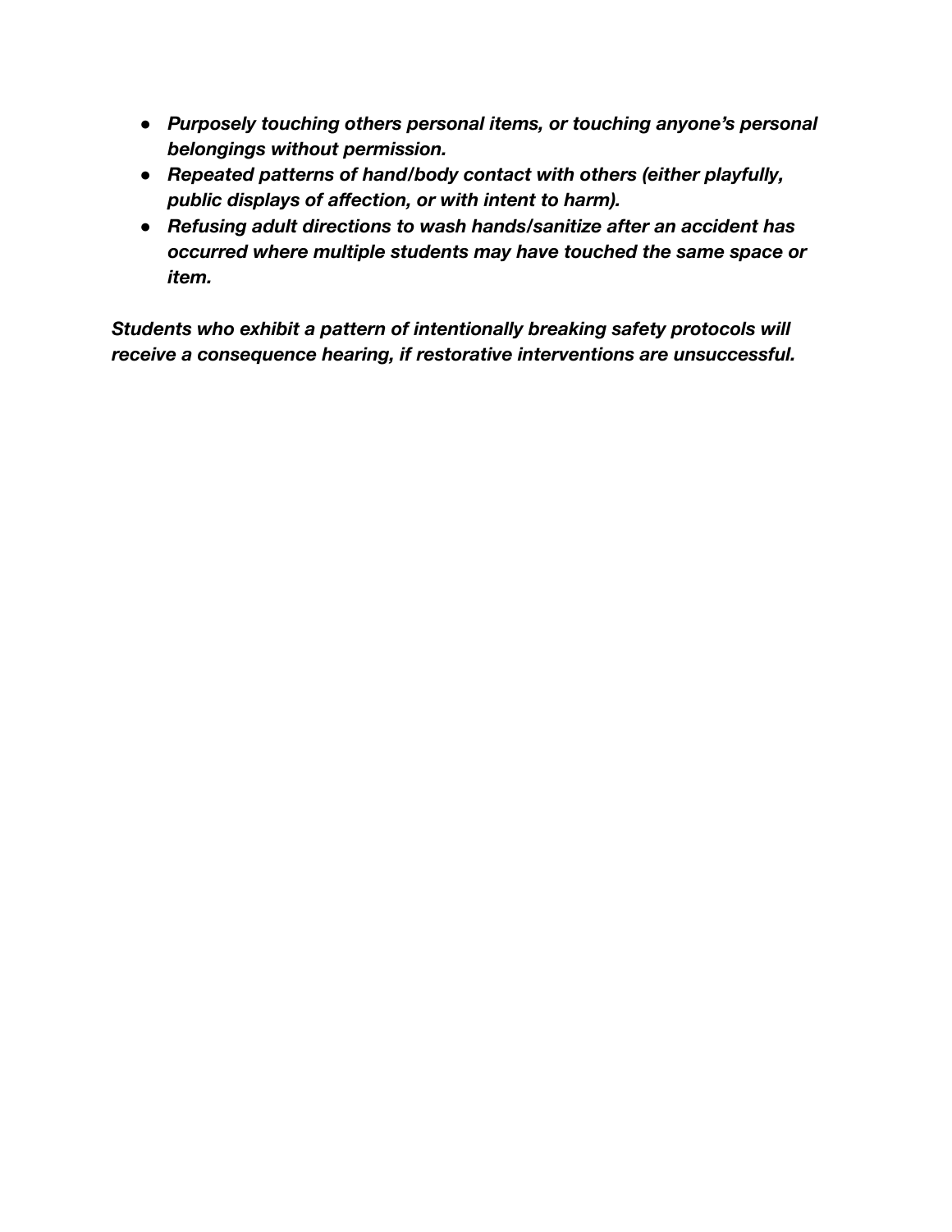- ***Purposely touching others personal items, or touching anyone's personal belongings without permission.***
- ***Repeated patterns of hand/body contact with others (either playfully, public displays of affection, or with intent to harm).***
- ***Refusing adult directions to wash hands/sanitize after an accident has occurred where multiple students may have touched the same space or item.***

***Students who exhibit a pattern of intentionally breaking safety protocols will receive a consequence hearing, if restorative interventions are unsuccessful.***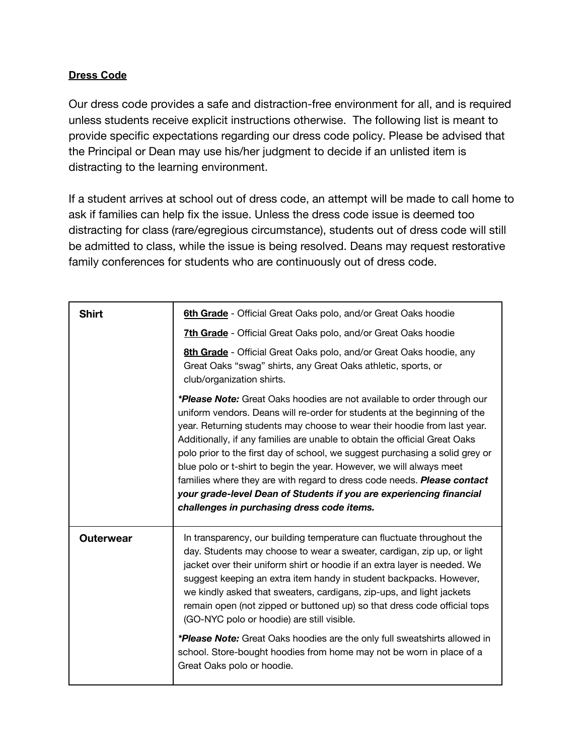**Dress Code**

Our dress code provides a safe and distraction-free environment for all, and is required unless students receive explicit instructions otherwise. The following list is meant to provide specific expectations regarding our dress code policy. Please be advised that the Principal or Dean may use his/her judgment to decide if an unlisted item is distracting to the learning environment.

If a student arrives at school out of dress code, an attempt will be made to call home to ask if families can help fix the issue. Unless the dress code issue is deemed too distracting for class (rare/egregious circumstance), students out of dress code will still be admitted to class, while the issue is being resolved. Deans may request restorative family conferences for students who are continuously out of dress code.

| | |
|---|---|
| **Shirt** | **6th Grade** - Official Great Oaks polo, and/or Great Oaks hoodie<br><br>**7th Grade** - Official Great Oaks polo, and/or Great Oaks hoodie<br><br>**8th Grade** - Official Great Oaks polo, and/or Great Oaks hoodie, any Great Oaks "swag" shirts, any Great Oaks athletic, sports, or club/organization shirts.<br><br>***Please Note:*** Great Oaks hoodies are not available to order through our uniform vendors. Deans will re-order for students at the beginning of the year. Returning students may choose to wear their hoodie from last year. Additionally, if any families are unable to obtain the official Great Oaks polo prior to the first day of school, we suggest purchasing a solid grey or blue polo or t-shirt to begin the year. However, we will always meet families where they are with regard to dress code needs. ***Please contact your grade-level Dean of Students if you are experiencing financial challenges in purchasing dress code items.*** |
| **Outerwear** | In transparency, our building temperature can fluctuate throughout the day. Students may choose to wear a sweater, cardigan, zip up, or light jacket over their uniform shirt or hoodie if an extra layer is needed. We suggest keeping an extra item handy in student backpacks. However, we kindly asked that sweaters, cardigans, zip-ups, and light jackets remain open (not zipped or buttoned up) so that dress code official tops (GO-NYC polo or hoodie) are still visible.<br><br>***Please Note:*** Great Oaks hoodies are the only full sweatshirts allowed in school. Store-bought hoodies from home may not be worn in place of a Great Oaks polo or hoodie. |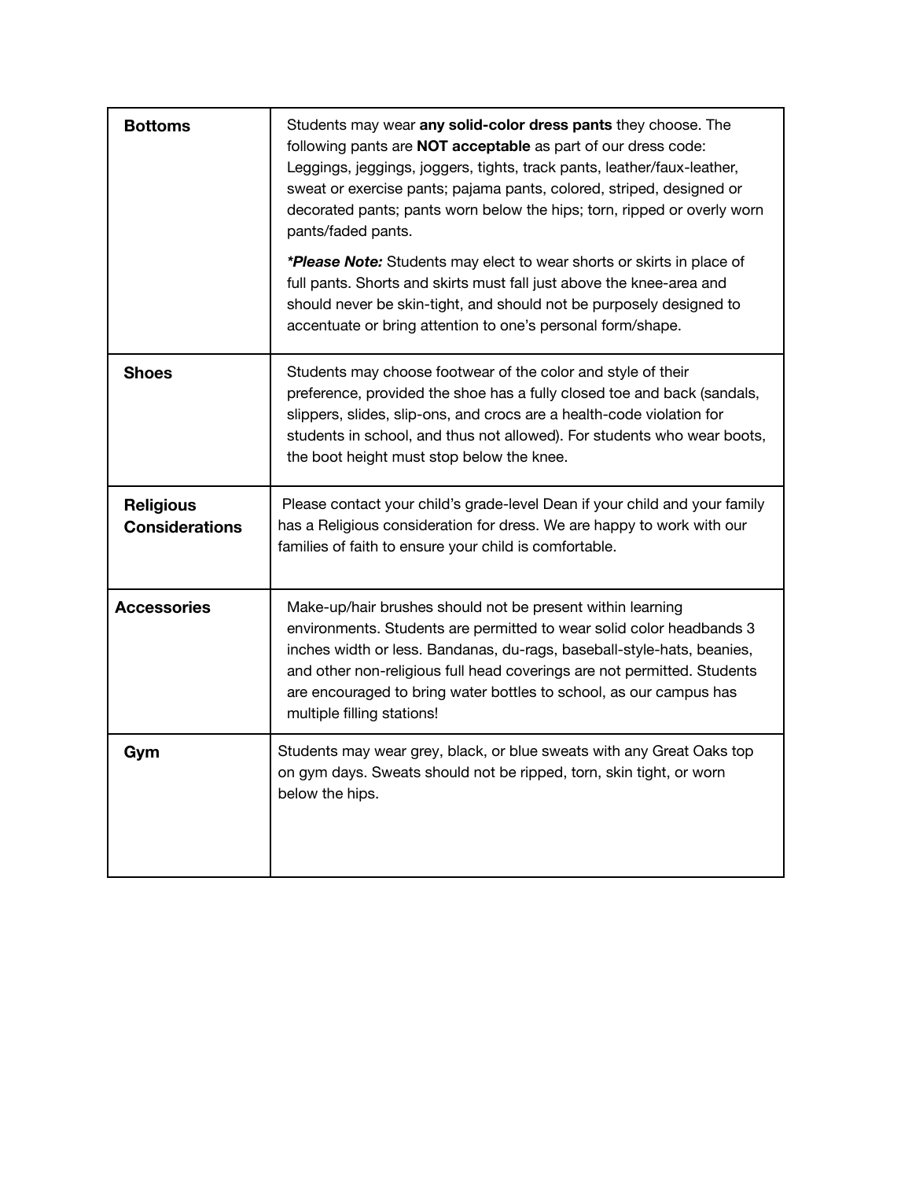| | |
|---|---|
| **Bottoms** | Students may wear **any solid-color dress pants** they choose. The following pants are **NOT acceptable** as part of our dress code: Leggings, jeggings, joggers, tights, track pants, leather/faux-leather, sweat or exercise pants; pajama pants, colored, striped, designed or decorated pants; pants worn below the hips; torn, ripped or overly worn pants/faded pants.<br><br>***Please Note:*** Students may elect to wear shorts or skirts in place of full pants. Shorts and skirts must fall just above the knee-area and should never be skin-tight, and should not be purposely designed to accentuate or bring attention to one's personal form/shape. |
| **Shoes** | Students may choose footwear of the color and style of their preference, provided the shoe has a fully closed toe and back (sandals, slippers, slides, slip-ons, and crocs are a health-code violation for students in school, and thus not allowed). For students who wear boots, the boot height must stop below the knee. |
| **Religious Considerations** | Please contact your child's grade-level Dean if your child and your family has a Religious consideration for dress. We are happy to work with our families of faith to ensure your child is comfortable. |
| **Accessories** | Make-up/hair brushes should not be present within learning environments. Students are permitted to wear solid color headbands 3 inches width or less. Bandanas, du-rags, baseball-style-hats, beanies, and other non-religious full head coverings are not permitted. Students are encouraged to bring water bottles to school, as our campus has multiple filling stations! |
| **Gym** | Students may wear grey, black, or blue sweats with any Great Oaks top on gym days. Sweats should not be ripped, torn, skin tight, or worn below the hips. |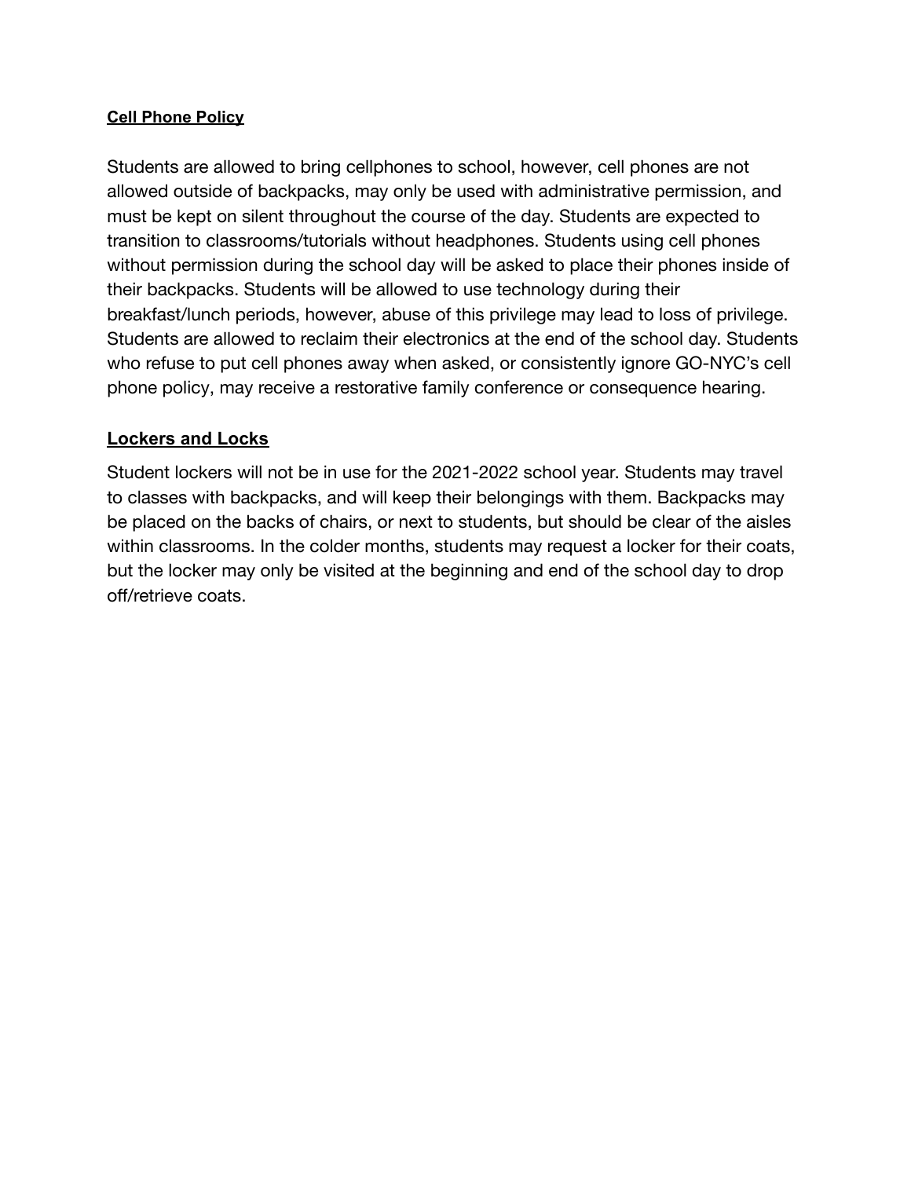### **Cell Phone Policy**

Students are allowed to bring cellphones to school, however, cell phones are not allowed outside of backpacks, may only be used with administrative permission, and must be kept on silent throughout the course of the day. Students are expected to transition to classrooms/tutorials without headphones. Students using cell phones without permission during the school day will be asked to place their phones inside of their backpacks. Students will be allowed to use technology during their breakfast/lunch periods, however, abuse of this privilege may lead to loss of privilege. Students are allowed to reclaim their electronics at the end of the school day. Students who refuse to put cell phones away when asked, or consistently ignore GO-NYC's cell phone policy, may receive a restorative family conference or consequence hearing.

### **Lockers and Locks**

Student lockers will not be in use for the 2021-2022 school year. Students may travel to classes with backpacks, and will keep their belongings with them. Backpacks may be placed on the backs of chairs, or next to students, but should be clear of the aisles within classrooms. In the colder months, students may request a locker for their coats, but the locker may only be visited at the beginning and end of the school day to drop off/retrieve coats.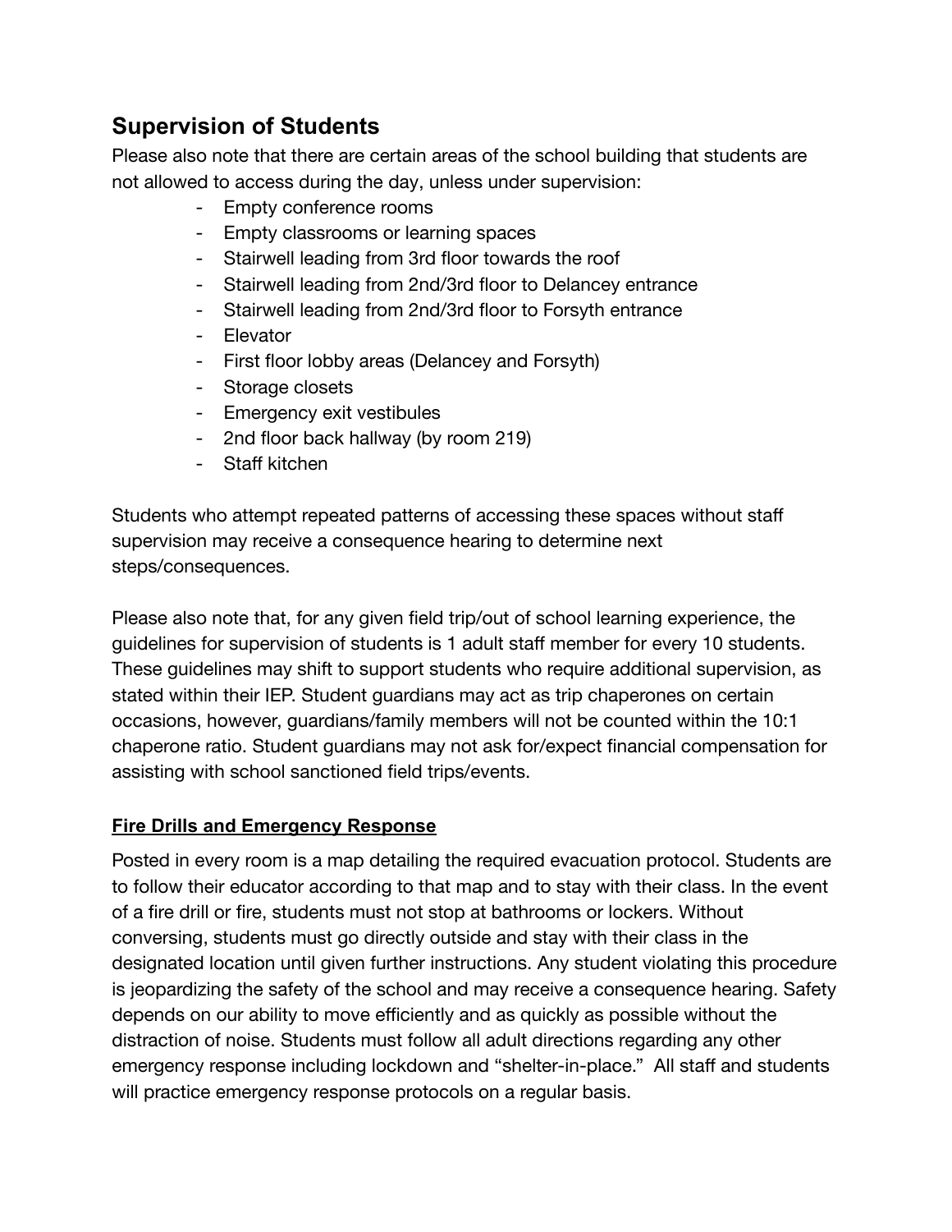## Supervision of Students

Please also note that there are certain areas of the school building that students are not allowed to access during the day, unless under supervision:

- Empty conference rooms
- Empty classrooms or learning spaces
- Stairwell leading from 3rd floor towards the roof
- Stairwell leading from 2nd/3rd floor to Delancey entrance
- Stairwell leading from 2nd/3rd floor to Forsyth entrance
- Elevator
- First floor lobby areas (Delancey and Forsyth)
- Storage closets
- Emergency exit vestibules
- 2nd floor back hallway (by room 219)
- Staff kitchen

Students who attempt repeated patterns of accessing these spaces without staff supervision may receive a consequence hearing to determine next steps/consequences.

Please also note that, for any given field trip/out of school learning experience, the guidelines for supervision of students is 1 adult staff member for every 10 students. These guidelines may shift to support students who require additional supervision, as stated within their IEP. Student guardians may act as trip chaperones on certain occasions, however, guardians/family members will not be counted within the 10:1 chaperone ratio. Student guardians may not ask for/expect financial compensation for assisting with school sanctioned field trips/events.

### Fire Drills and Emergency Response

Posted in every room is a map detailing the required evacuation protocol. Students are to follow their educator according to that map and to stay with their class. In the event of a fire drill or fire, students must not stop at bathrooms or lockers. Without conversing, students must go directly outside and stay with their class in the designated location until given further instructions. Any student violating this procedure is jeopardizing the safety of the school and may receive a consequence hearing. Safety depends on our ability to move efficiently and as quickly as possible without the distraction of noise. Students must follow all adult directions regarding any other emergency response including lockdown and "shelter-in-place." All staff and students will practice emergency response protocols on a regular basis.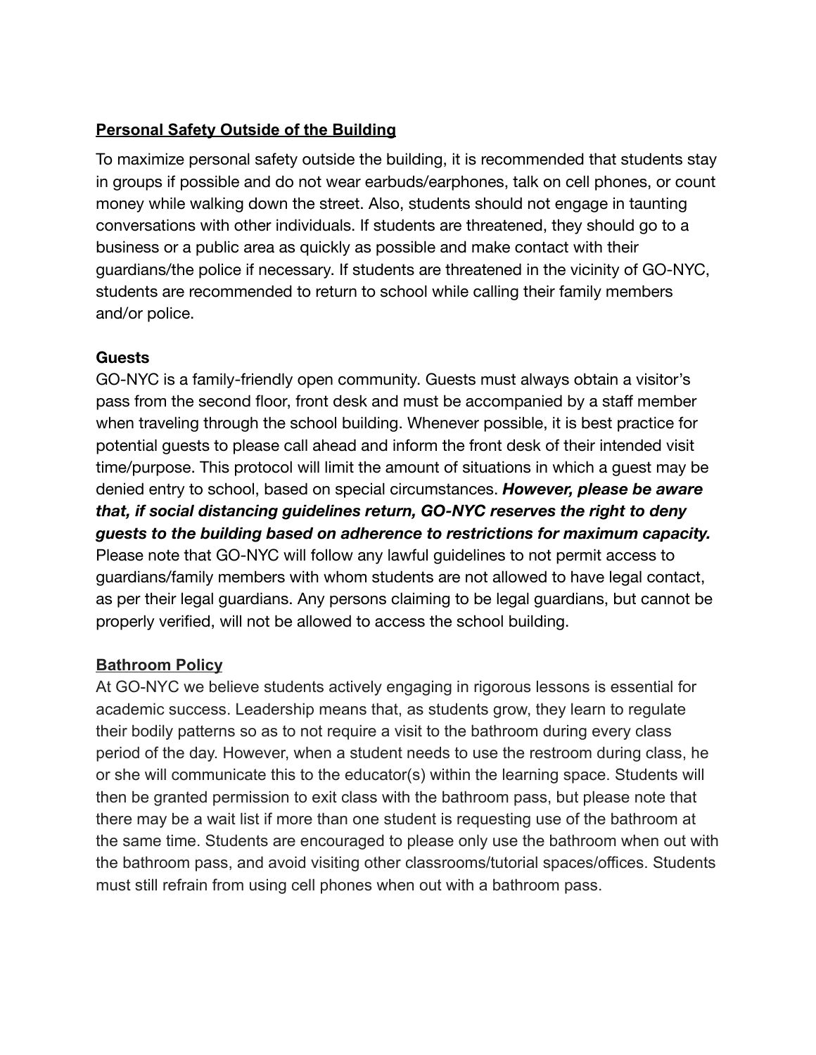**Personal Safety Outside of the Building**

To maximize personal safety outside the building, it is recommended that students stay in groups if possible and do not wear earbuds/earphones, talk on cell phones, or count money while walking down the street. Also, students should not engage in taunting conversations with other individuals. If students are threatened, they should go to a business or a public area as quickly as possible and make contact with their guardians/the police if necessary. If students are threatened in the vicinity of GO-NYC, students are recommended to return to school while calling their family members and/or police.

**Guests**

GO-NYC is a family-friendly open community. Guests must always obtain a visitor's pass from the second floor, front desk and must be accompanied by a staff member when traveling through the school building. Whenever possible, it is best practice for potential guests to please call ahead and inform the front desk of their intended visit time/purpose. This protocol will limit the amount of situations in which a guest may be denied entry to school, based on special circumstances. ***However, please be aware that, if social distancing guidelines return, GO-NYC reserves the right to deny guests to the building based on adherence to restrictions for maximum capacity.*** Please note that GO-NYC will follow any lawful guidelines to not permit access to guardians/family members with whom students are not allowed to have legal contact, as per their legal guardians. Any persons claiming to be legal guardians, but cannot be properly verified, will not be allowed to access the school building.

**Bathroom Policy**

At GO-NYC we believe students actively engaging in rigorous lessons is essential for academic success. Leadership means that, as students grow, they learn to regulate their bodily patterns so as to not require a visit to the bathroom during every class period of the day. However, when a student needs to use the restroom during class, he or she will communicate this to the educator(s) within the learning space. Students will then be granted permission to exit class with the bathroom pass, but please note that there may be a wait list if more than one student is requesting use of the bathroom at the same time. Students are encouraged to please only use the bathroom when out with the bathroom pass, and avoid visiting other classrooms/tutorial spaces/offices. Students must still refrain from using cell phones when out with a bathroom pass.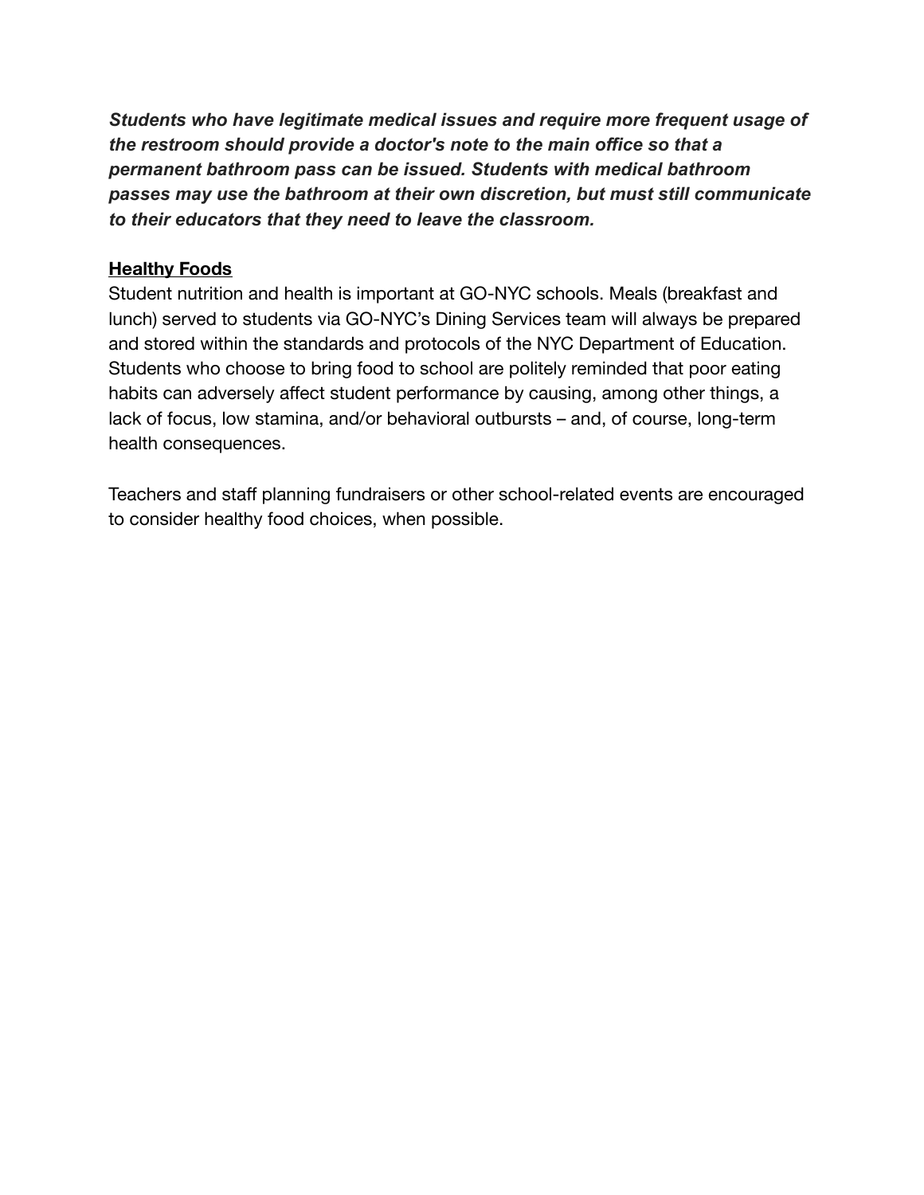***Students who have legitimate medical issues and require more frequent usage of the restroom should provide a doctor's note to the main office so that a permanent bathroom pass can be issued. Students with medical bathroom passes may use the bathroom at their own discretion, but must still communicate to their educators that they need to leave the classroom.***

**<u>Healthy Foods</u>**

Student nutrition and health is important at GO-NYC schools. Meals (breakfast and lunch) served to students via GO-NYC's Dining Services team will always be prepared and stored within the standards and protocols of the NYC Department of Education. Students who choose to bring food to school are politely reminded that poor eating habits can adversely affect student performance by causing, among other things, a lack of focus, low stamina, and/or behavioral outbursts – and, of course, long-term health consequences.

Teachers and staff planning fundraisers or other school-related events are encouraged to consider healthy food choices, when possible.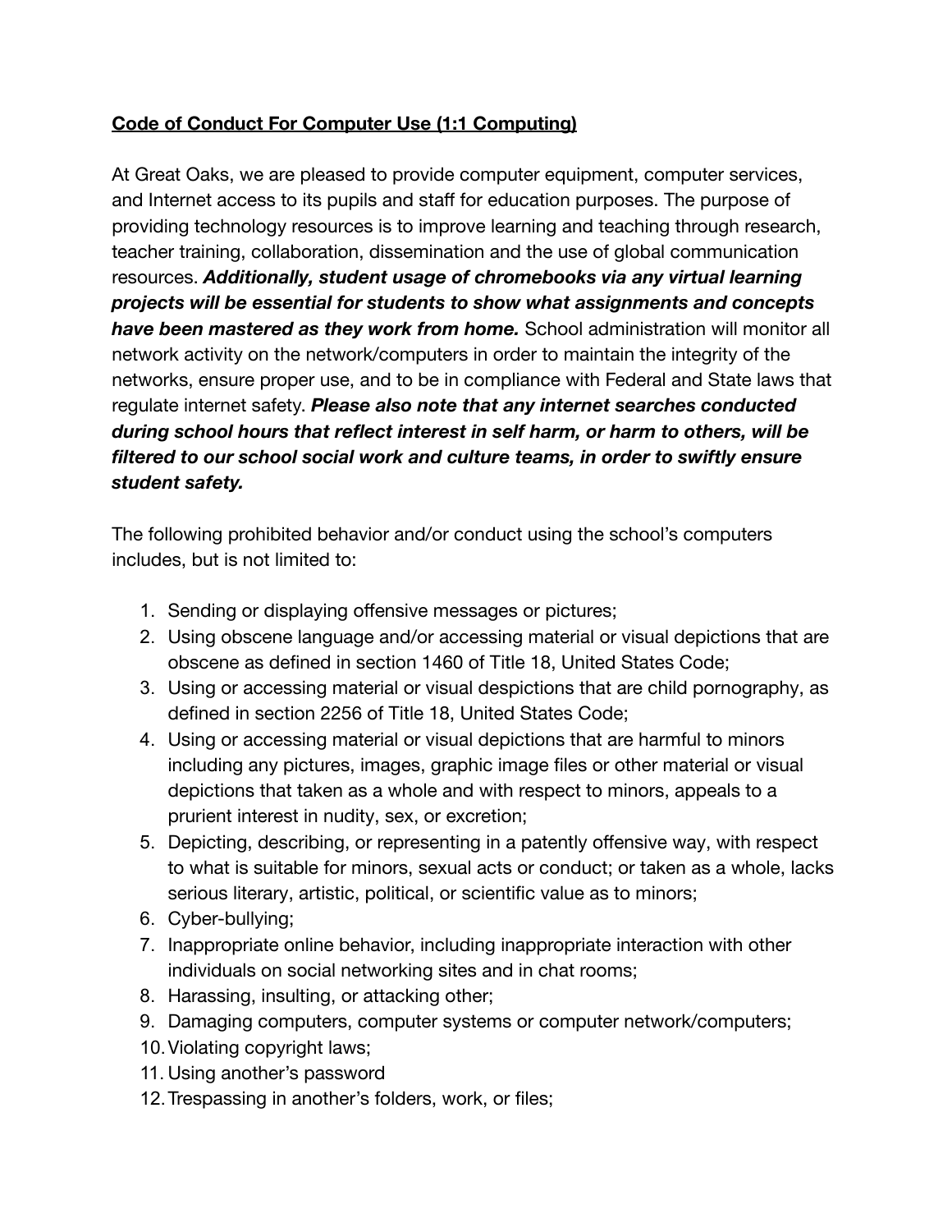**Code of Conduct For Computer Use (1:1 Computing)**

At Great Oaks, we are pleased to provide computer equipment, computer services, and Internet access to its pupils and staff for education purposes. The purpose of providing technology resources is to improve learning and teaching through research, teacher training, collaboration, dissemination and the use of global communication resources. ***Additionally, student usage of chromebooks via any virtual learning projects will be essential for students to show what assignments and concepts have been mastered as they work from home.*** School administration will monitor all network activity on the network/computers in order to maintain the integrity of the networks, ensure proper use, and to be in compliance with Federal and State laws that regulate internet safety. ***Please also note that any internet searches conducted during school hours that reflect interest in self harm, or harm to others, will be filtered to our school social work and culture teams, in order to swiftly ensure student safety.***

The following prohibited behavior and/or conduct using the school's computers includes, but is not limited to:

1. Sending or displaying offensive messages or pictures;
2. Using obscene language and/or accessing material or visual depictions that are obscene as defined in section 1460 of Title 18, United States Code;
3. Using or accessing material or visual despictions that are child pornography, as defined in section 2256 of Title 18, United States Code;
4. Using or accessing material or visual depictions that are harmful to minors including any pictures, images, graphic image files or other material or visual depictions that taken as a whole and with respect to minors, appeals to a prurient interest in nudity, sex, or excretion;
5. Depicting, describing, or representing in a patently offensive way, with respect to what is suitable for minors, sexual acts or conduct; or taken as a whole, lacks serious literary, artistic, political, or scientific value as to minors;
6. Cyber-bullying;
7. Inappropriate online behavior, including inappropriate interaction with other individuals on social networking sites and in chat rooms;
8. Harassing, insulting, or attacking other;
9. Damaging computers, computer systems or computer network/computers;
10. Violating copyright laws;
11. Using another's password
12. Trespassing in another's folders, work, or files;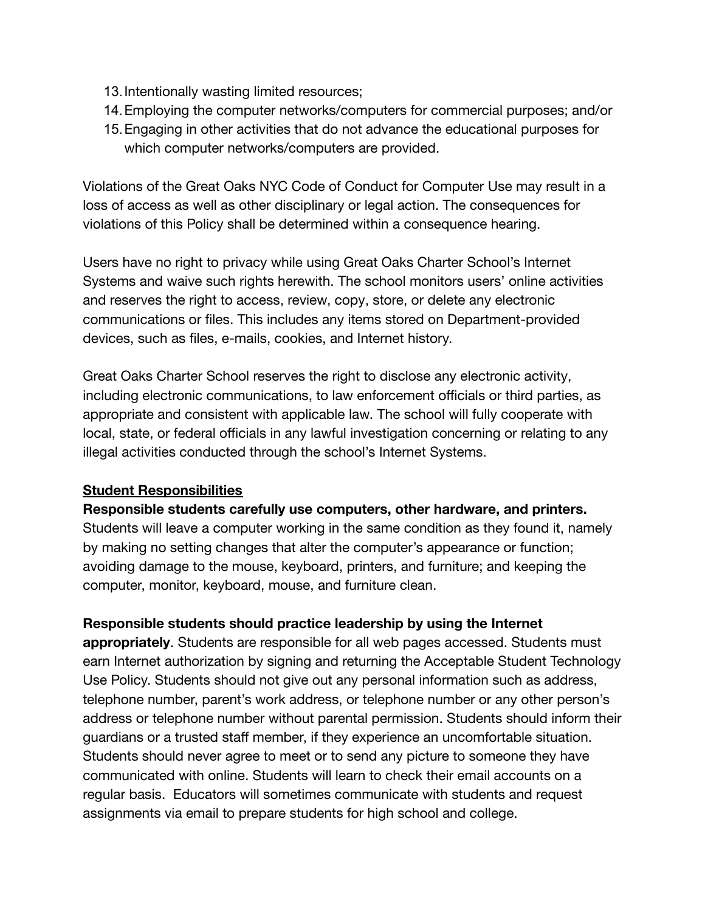13. Intentionally wasting limited resources;
14. Employing the computer networks/computers for commercial purposes; and/or
15. Engaging in other activities that do not advance the educational purposes for which computer networks/computers are provided.

Violations of the Great Oaks NYC Code of Conduct for Computer Use may result in a loss of access as well as other disciplinary or legal action. The consequences for violations of this Policy shall be determined within a consequence hearing.

Users have no right to privacy while using Great Oaks Charter School's Internet Systems and waive such rights herewith. The school monitors users' online activities and reserves the right to access, review, copy, store, or delete any electronic communications or files. This includes any items stored on Department-provided devices, such as files, e-mails, cookies, and Internet history.

Great Oaks Charter School reserves the right to disclose any electronic activity, including electronic communications, to law enforcement officials or third parties, as appropriate and consistent with applicable law. The school will fully cooperate with local, state, or federal officials in any lawful investigation concerning or relating to any illegal activities conducted through the school's Internet Systems.

**Student Responsibilities**

**Responsible students carefully use computers, other hardware, and printers.** Students will leave a computer working in the same condition as they found it, namely by making no setting changes that alter the computer's appearance or function; avoiding damage to the mouse, keyboard, printers, and furniture; and keeping the computer, monitor, keyboard, mouse, and furniture clean.

**Responsible students should practice leadership by using the Internet appropriately**. Students are responsible for all web pages accessed. Students must earn Internet authorization by signing and returning the Acceptable Student Technology Use Policy. Students should not give out any personal information such as address, telephone number, parent's work address, or telephone number or any other person's address or telephone number without parental permission. Students should inform their guardians or a trusted staff member, if they experience an uncomfortable situation. Students should never agree to meet or to send any picture to someone they have communicated with online. Students will learn to check their email accounts on a regular basis. Educators will sometimes communicate with students and request assignments via email to prepare students for high school and college.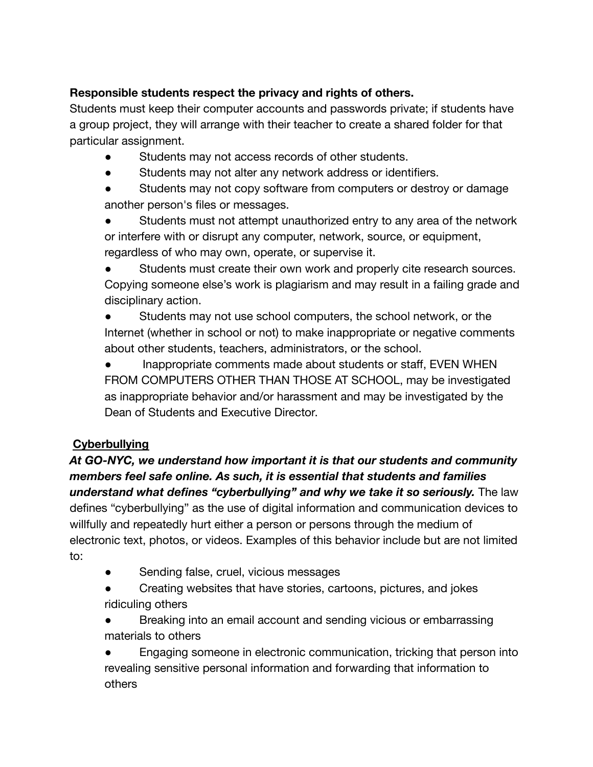**Responsible students respect the privacy and rights of others.**
Students must keep their computer accounts and passwords private; if students have a group project, they will arrange with their teacher to create a shared folder for that particular assignment.

- Students may not access records of other students.
- Students may not alter any network address or identifiers.
- Students may not copy software from computers or destroy or damage another person's files or messages.
- Students must not attempt unauthorized entry to any area of the network or interfere with or disrupt any computer, network, source, or equipment, regardless of who may own, operate, or supervise it.
- Students must create their own work and properly cite research sources. Copying someone else's work is plagiarism and may result in a failing grade and disciplinary action.
- Students may not use school computers, the school network, or the Internet (whether in school or not) to make inappropriate or negative comments about other students, teachers, administrators, or the school.
- Inappropriate comments made about students or staff, EVEN WHEN FROM COMPUTERS OTHER THAN THOSE AT SCHOOL, may be investigated as inappropriate behavior and/or harassment and may be investigated by the Dean of Students and Executive Director.

## Cyberbullying

***At GO-NYC, we understand how important it is that our students and community members feel safe online. As such, it is essential that students and families understand what defines "cyberbullying" and why we take it so seriously.*** The law defines "cyberbullying" as the use of digital information and communication devices to willfully and repeatedly hurt either a person or persons through the medium of electronic text, photos, or videos. Examples of this behavior include but are not limited to:

- Sending false, cruel, vicious messages
- Creating websites that have stories, cartoons, pictures, and jokes ridiculing others
- Breaking into an email account and sending vicious or embarrassing materials to others
- Engaging someone in electronic communication, tricking that person into revealing sensitive personal information and forwarding that information to others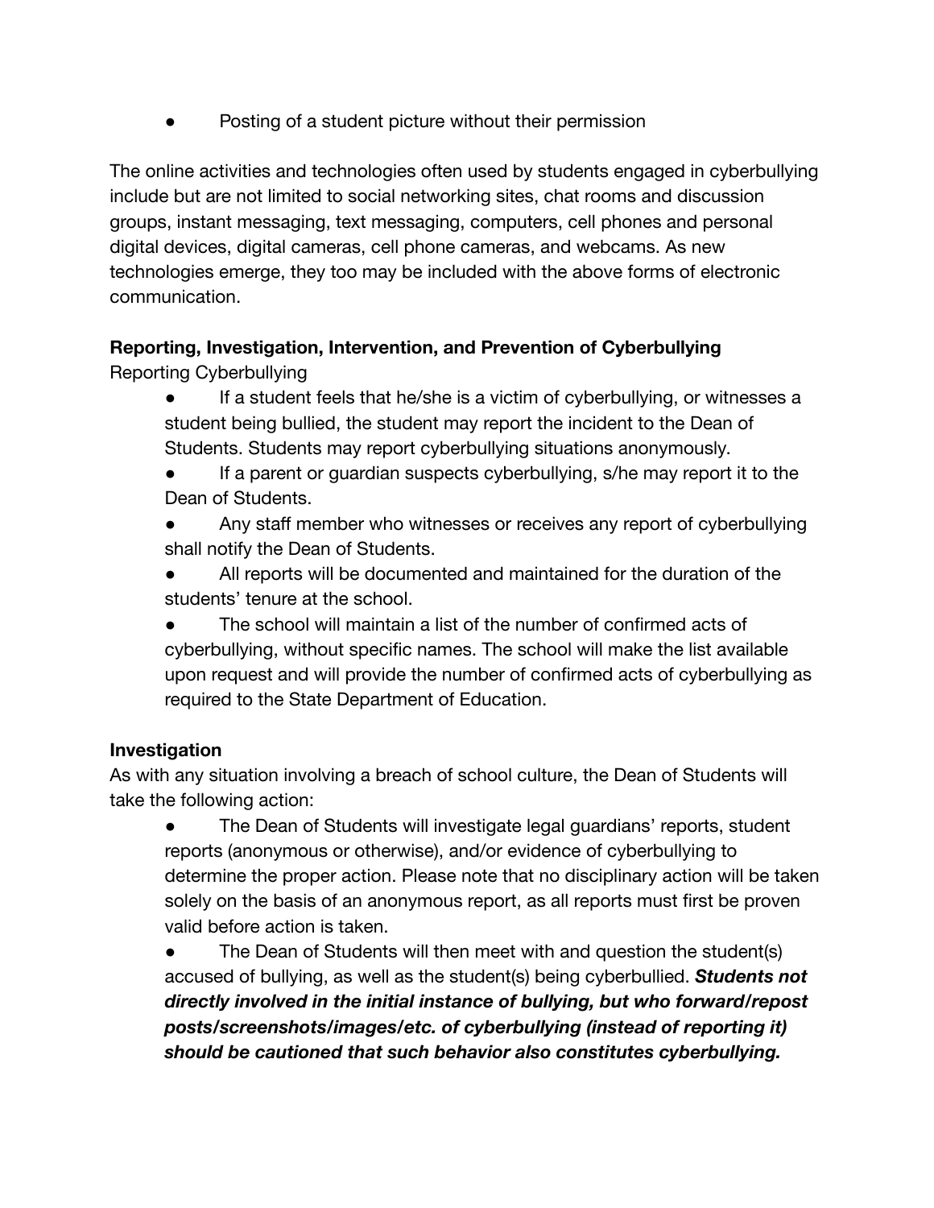- Posting of a student picture without their permission

The online activities and technologies often used by students engaged in cyberbullying include but are not limited to social networking sites, chat rooms and discussion groups, instant messaging, text messaging, computers, cell phones and personal digital devices, digital cameras, cell phone cameras, and webcams. As new technologies emerge, they too may be included with the above forms of electronic communication.

**Reporting, Investigation, Intervention, and Prevention of Cyberbullying**

Reporting Cyberbullying

- If a student feels that he/she is a victim of cyberbullying, or witnesses a student being bullied, the student may report the incident to the Dean of Students. Students may report cyberbullying situations anonymously.
- If a parent or guardian suspects cyberbullying, s/he may report it to the Dean of Students.
- Any staff member who witnesses or receives any report of cyberbullying shall notify the Dean of Students.
- All reports will be documented and maintained for the duration of the students' tenure at the school.
- The school will maintain a list of the number of confirmed acts of cyberbullying, without specific names. The school will make the list available upon request and will provide the number of confirmed acts of cyberbullying as required to the State Department of Education.

**Investigation**

As with any situation involving a breach of school culture, the Dean of Students will take the following action:

- The Dean of Students will investigate legal guardians' reports, student reports (anonymous or otherwise), and/or evidence of cyberbullying to determine the proper action. Please note that no disciplinary action will be taken solely on the basis of an anonymous report, as all reports must first be proven valid before action is taken.
- The Dean of Students will then meet with and question the student(s) accused of bullying, as well as the student(s) being cyberbullied. ***Students not directly involved in the initial instance of bullying, but who forward/repost posts/screenshots/images/etc. of cyberbullying (instead of reporting it) should be cautioned that such behavior also constitutes cyberbullying.***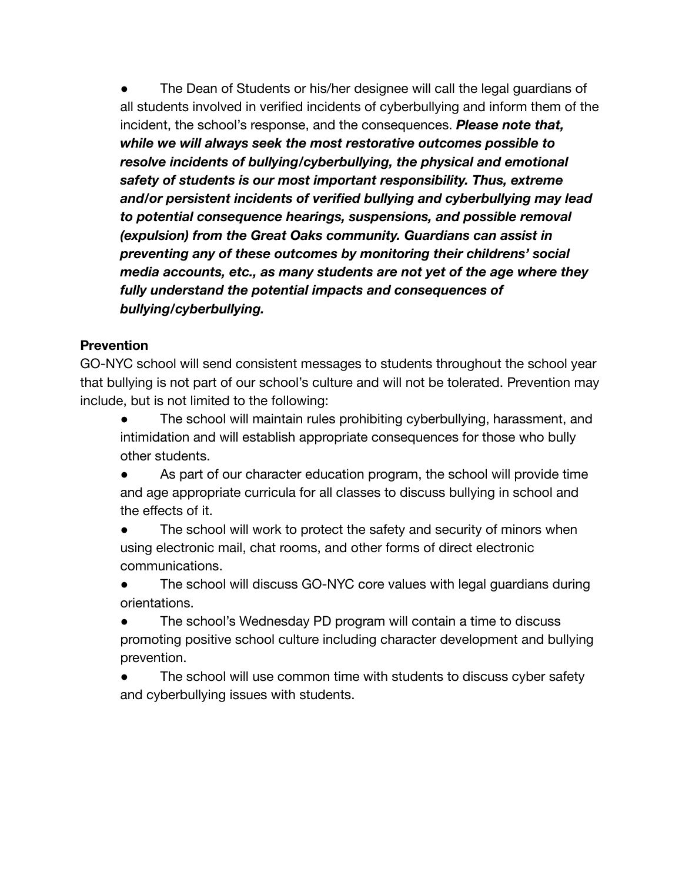- The Dean of Students or his/her designee will call the legal guardians of all students involved in verified incidents of cyberbullying and inform them of the incident, the school's response, and the consequences. ***Please note that, while we will always seek the most restorative outcomes possible to resolve incidents of bullying/cyberbullying, the physical and emotional safety of students is our most important responsibility. Thus, extreme and/or persistent incidents of verified bullying and cyberbullying may lead to potential consequence hearings, suspensions, and possible removal (expulsion) from the Great Oaks community. Guardians can assist in preventing any of these outcomes by monitoring their childrens' social media accounts, etc., as many students are not yet of the age where they fully understand the potential impacts and consequences of bullying/cyberbullying.***

**Prevention**

GO-NYC school will send consistent messages to students throughout the school year that bullying is not part of our school's culture and will not be tolerated. Prevention may include, but is not limited to the following:

- The school will maintain rules prohibiting cyberbullying, harassment, and intimidation and will establish appropriate consequences for those who bully other students.
- As part of our character education program, the school will provide time and age appropriate curricula for all classes to discuss bullying in school and the effects of it.
- The school will work to protect the safety and security of minors when using electronic mail, chat rooms, and other forms of direct electronic communications.
- The school will discuss GO-NYC core values with legal guardians during orientations.
- The school's Wednesday PD program will contain a time to discuss promoting positive school culture including character development and bullying prevention.
- The school will use common time with students to discuss cyber safety and cyberbullying issues with students.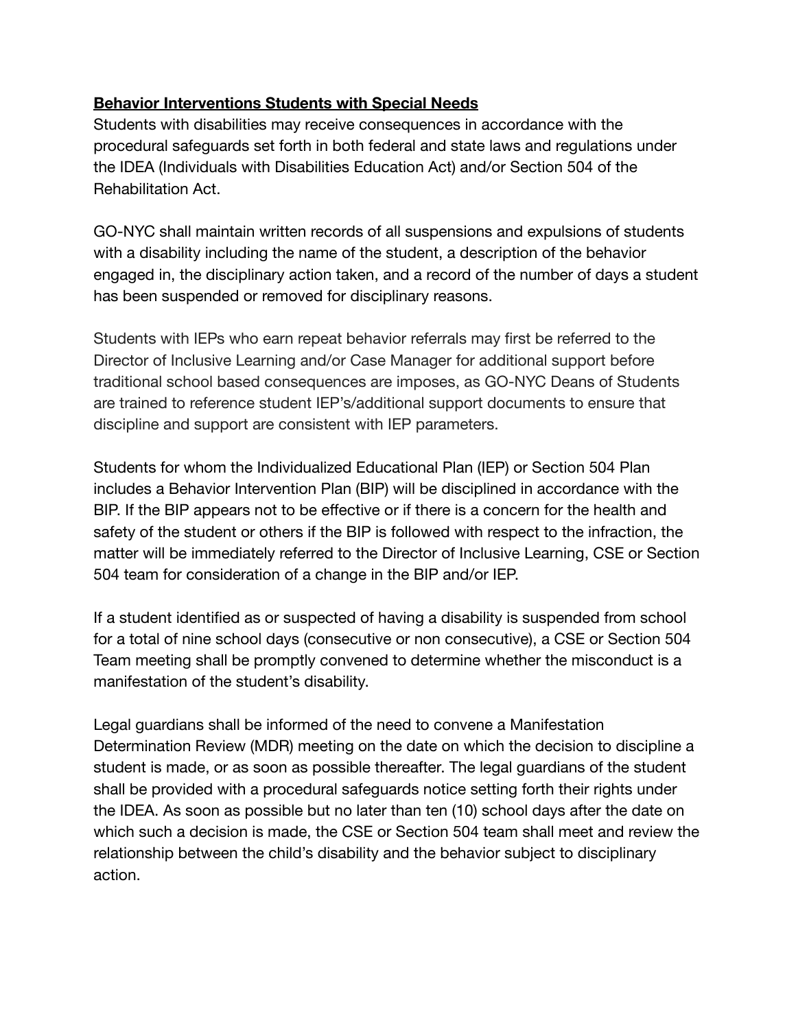**Behavior Interventions Students with Special Needs**

Students with disabilities may receive consequences in accordance with the procedural safeguards set forth in both federal and state laws and regulations under the IDEA (Individuals with Disabilities Education Act) and/or Section 504 of the Rehabilitation Act.

GO-NYC shall maintain written records of all suspensions and expulsions of students with a disability including the name of the student, a description of the behavior engaged in, the disciplinary action taken, and a record of the number of days a student has been suspended or removed for disciplinary reasons.

Students with IEPs who earn repeat behavior referrals may first be referred to the Director of Inclusive Learning and/or Case Manager for additional support before traditional school based consequences are imposes, as GO-NYC Deans of Students are trained to reference student IEP's/additional support documents to ensure that discipline and support are consistent with IEP parameters.

Students for whom the Individualized Educational Plan (IEP) or Section 504 Plan includes a Behavior Intervention Plan (BIP) will be disciplined in accordance with the BIP. If the BIP appears not to be effective or if there is a concern for the health and safety of the student or others if the BIP is followed with respect to the infraction, the matter will be immediately referred to the Director of Inclusive Learning, CSE or Section 504 team for consideration of a change in the BIP and/or IEP.

If a student identified as or suspected of having a disability is suspended from school for a total of nine school days (consecutive or non consecutive), a CSE or Section 504 Team meeting shall be promptly convened to determine whether the misconduct is a manifestation of the student's disability.

Legal guardians shall be informed of the need to convene a Manifestation Determination Review (MDR) meeting on the date on which the decision to discipline a student is made, or as soon as possible thereafter. The legal guardians of the student shall be provided with a procedural safeguards notice setting forth their rights under the IDEA. As soon as possible but no later than ten (10) school days after the date on which such a decision is made, the CSE or Section 504 team shall meet and review the relationship between the child's disability and the behavior subject to disciplinary action.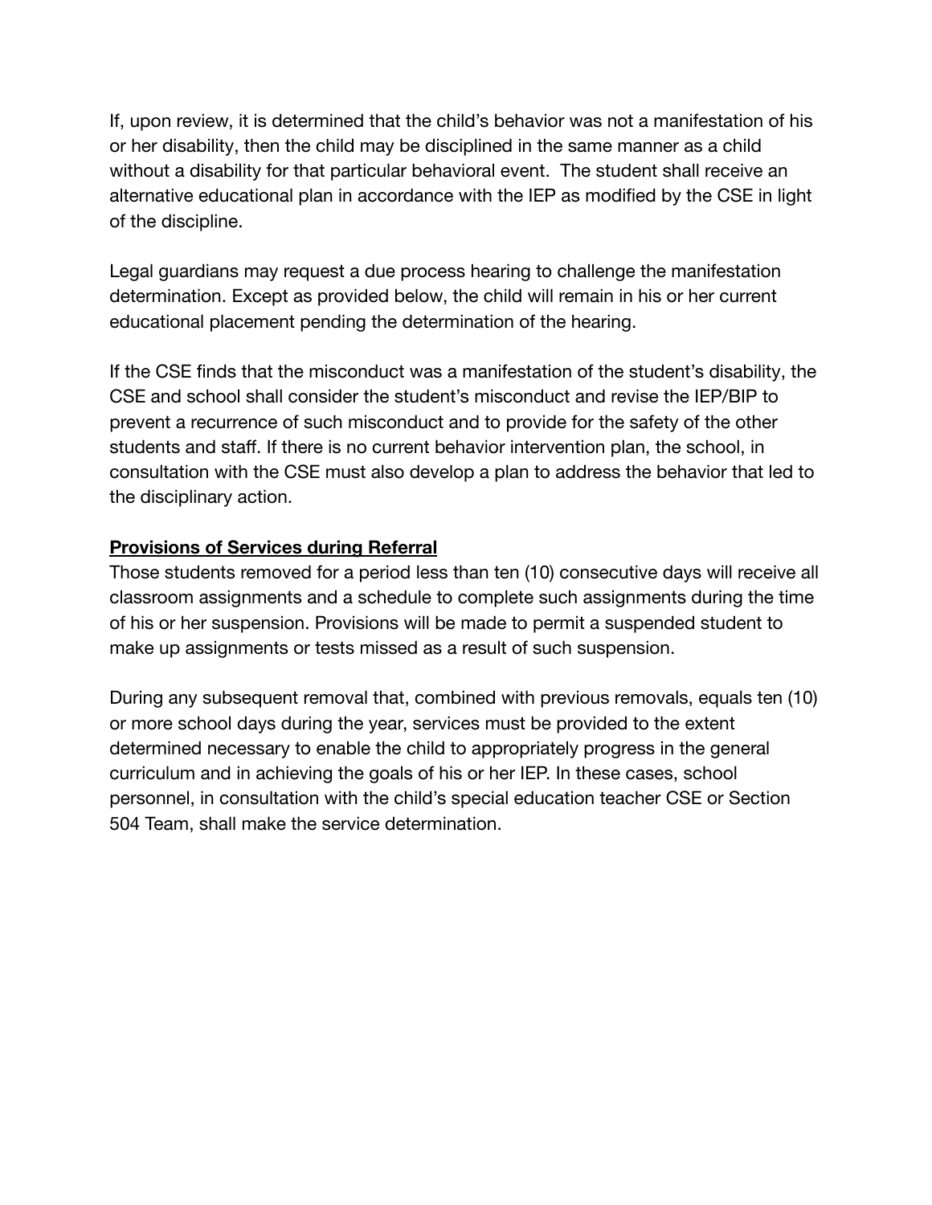If, upon review, it is determined that the child's behavior was not a manifestation of his or her disability, then the child may be disciplined in the same manner as a child without a disability for that particular behavioral event.  The student shall receive an alternative educational plan in accordance with the IEP as modified by the CSE in light of the discipline.

Legal guardians may request a due process hearing to challenge the manifestation determination. Except as provided below, the child will remain in his or her current educational placement pending the determination of the hearing.

If the CSE finds that the misconduct was a manifestation of the student's disability, the CSE and school shall consider the student's misconduct and revise the IEP/BIP to prevent a recurrence of such misconduct and to provide for the safety of the other students and staff. If there is no current behavior intervention plan, the school, in consultation with the CSE must also develop a plan to address the behavior that led to the disciplinary action.

**Provisions of Services during Referral**

Those students removed for a period less than ten (10) consecutive days will receive all classroom assignments and a schedule to complete such assignments during the time of his or her suspension. Provisions will be made to permit a suspended student to make up assignments or tests missed as a result of such suspension.

During any subsequent removal that, combined with previous removals, equals ten (10) or more school days during the year, services must be provided to the extent determined necessary to enable the child to appropriately progress in the general curriculum and in achieving the goals of his or her IEP. In these cases, school personnel, in consultation with the child's special education teacher CSE or Section 504 Team, shall make the service determination.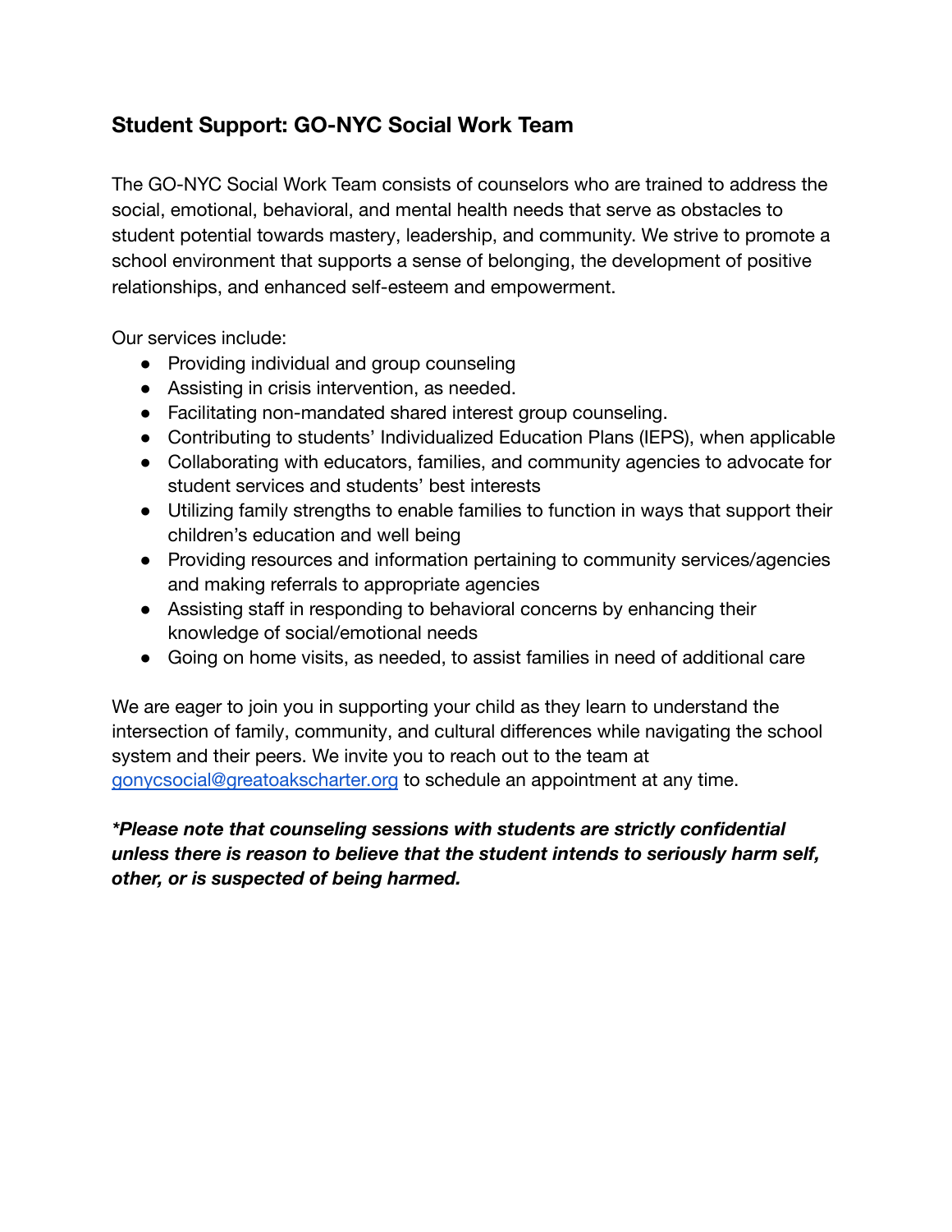## Student Support: GO-NYC Social Work Team

The GO-NYC Social Work Team consists of counselors who are trained to address the social, emotional, behavioral, and mental health needs that serve as obstacles to student potential towards mastery, leadership, and community. We strive to promote a school environment that supports a sense of belonging, the development of positive relationships, and enhanced self-esteem and empowerment.

Our services include:

- Providing individual and group counseling
- Assisting in crisis intervention, as needed.
- Facilitating non-mandated shared interest group counseling.
- Contributing to students' Individualized Education Plans (IEPS), when applicable
- Collaborating with educators, families, and community agencies to advocate for student services and students' best interests
- Utilizing family strengths to enable families to function in ways that support their children's education and well being
- Providing resources and information pertaining to community services/agencies and making referrals to appropriate agencies
- Assisting staff in responding to behavioral concerns by enhancing their knowledge of social/emotional needs
- Going on home visits, as needed, to assist families in need of additional care

We are eager to join you in supporting your child as they learn to understand the intersection of family, community, and cultural differences while navigating the school system and their peers. We invite you to reach out to the team at gonycsocial@greatoakscharter.org to schedule an appointment at any time.

***Please note that counseling sessions with students are strictly confidential unless there is reason to believe that the student intends to seriously harm self, other, or is suspected of being harmed.***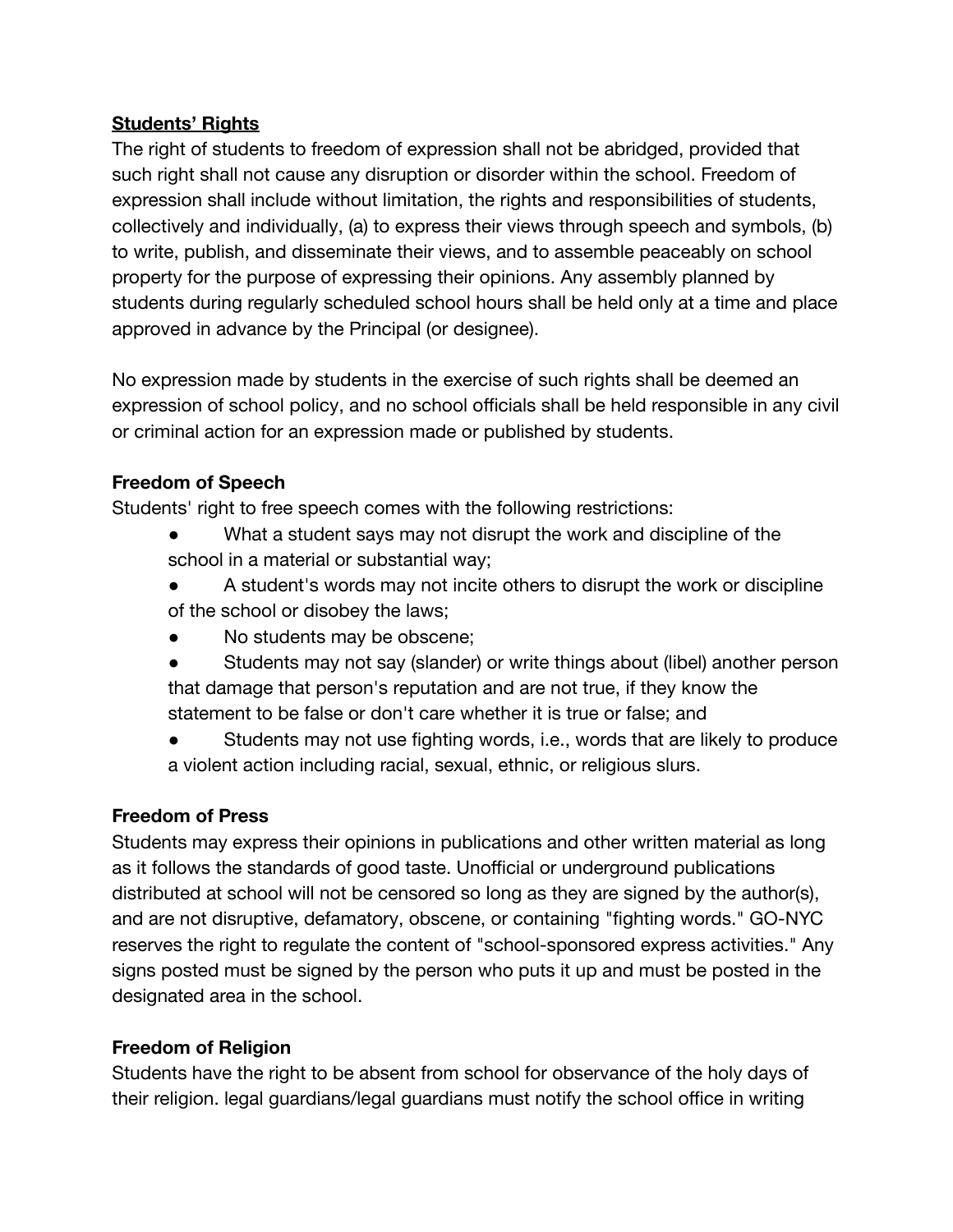## <u>**Students' Rights**</u>

The right of students to freedom of expression shall not be abridged, provided that such right shall not cause any disruption or disorder within the school. Freedom of expression shall include without limitation, the rights and responsibilities of students, collectively and individually, (a) to express their views through speech and symbols, (b) to write, publish, and disseminate their views, and to assemble peaceably on school property for the purpose of expressing their opinions. Any assembly planned by students during regularly scheduled school hours shall be held only at a time and place approved in advance by the Principal (or designee).

No expression made by students in the exercise of such rights shall be deemed an expression of school policy, and no school officials shall be held responsible in any civil or criminal action for an expression made or published by students.

### **Freedom of Speech**

Students' right to free speech comes with the following restrictions:

- What a student says may not disrupt the work and discipline of the school in a material or substantial way;
- A student's words may not incite others to disrupt the work or discipline of the school or disobey the laws;
- No students may be obscene;
- Students may not say (slander) or write things about (libel) another person that damage that person's reputation and are not true, if they know the statement to be false or don't care whether it is true or false; and
- Students may not use fighting words, i.e., words that are likely to produce a violent action including racial, sexual, ethnic, or religious slurs.

### **Freedom of Press**

Students may express their opinions in publications and other written material as long as it follows the standards of good taste. Unofficial or underground publications distributed at school will not be censored so long as they are signed by the author(s), and are not disruptive, defamatory, obscene, or containing "fighting words." GO-NYC reserves the right to regulate the content of "school-sponsored express activities." Any signs posted must be signed by the person who puts it up and must be posted in the designated area in the school.

### **Freedom of Religion**

Students have the right to be absent from school for observance of the holy days of their religion. legal guardians/legal guardians must notify the school office in writing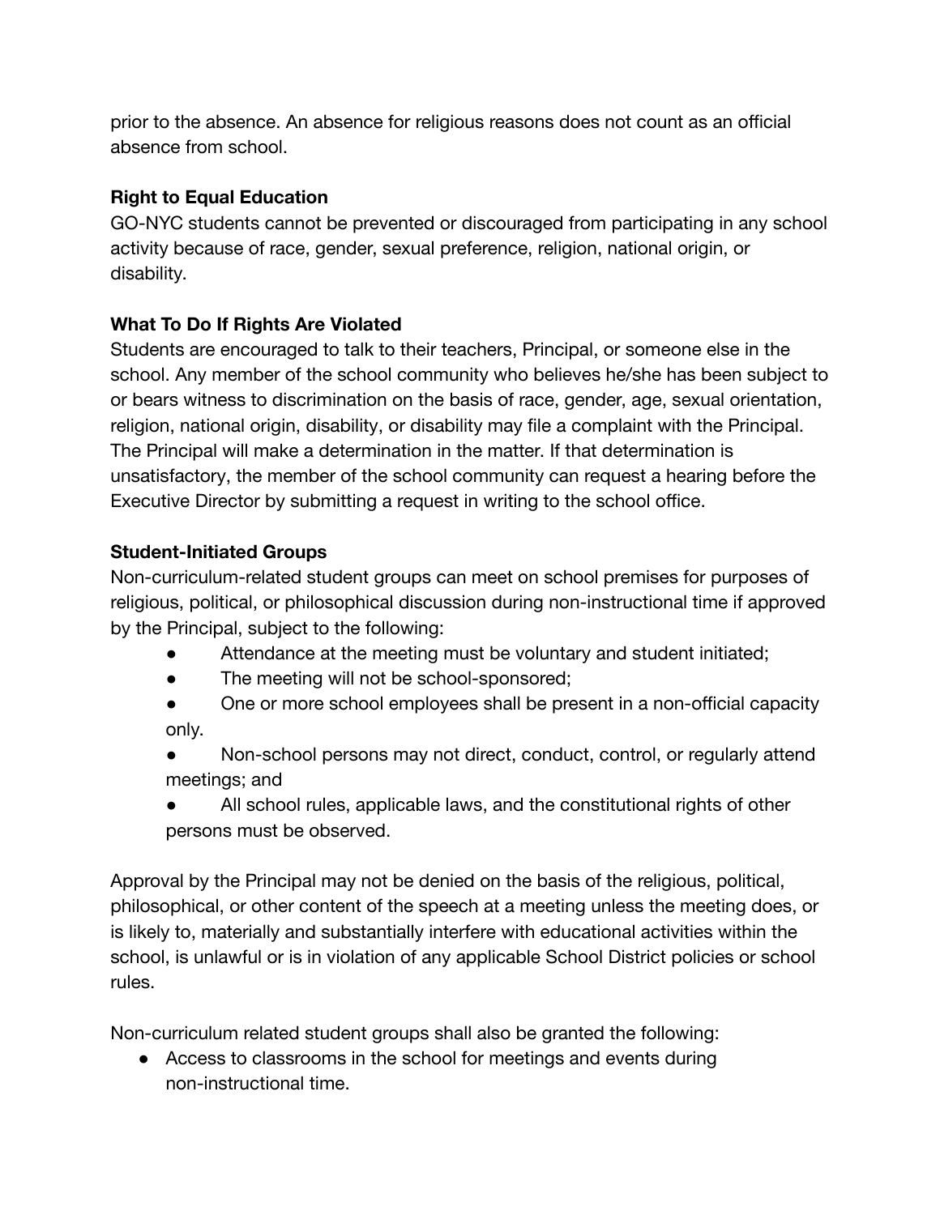prior to the absence. An absence for religious reasons does not count as an official absence from school.

**Right to Equal Education**

GO-NYC students cannot be prevented or discouraged from participating in any school activity because of race, gender, sexual preference, religion, national origin, or disability.

**What To Do If Rights Are Violated**

Students are encouraged to talk to their teachers, Principal, or someone else in the school. Any member of the school community who believes he/she has been subject to or bears witness to discrimination on the basis of race, gender, age, sexual orientation, religion, national origin, disability, or disability may file a complaint with the Principal. The Principal will make a determination in the matter. If that determination is unsatisfactory, the member of the school community can request a hearing before the Executive Director by submitting a request in writing to the school office.

**Student-Initiated Groups**

Non-curriculum-related student groups can meet on school premises for purposes of religious, political, or philosophical discussion during non-instructional time if approved by the Principal, subject to the following:

- Attendance at the meeting must be voluntary and student initiated;
- The meeting will not be school-sponsored;
- One or more school employees shall be present in a non-official capacity only.
- Non-school persons may not direct, conduct, control, or regularly attend meetings; and
- All school rules, applicable laws, and the constitutional rights of other persons must be observed.

Approval by the Principal may not be denied on the basis of the religious, political, philosophical, or other content of the speech at a meeting unless the meeting does, or is likely to, materially and substantially interfere with educational activities within the school, is unlawful or is in violation of any applicable School District policies or school rules.

Non-curriculum related student groups shall also be granted the following:

- Access to classrooms in the school for meetings and events during non-instructional time.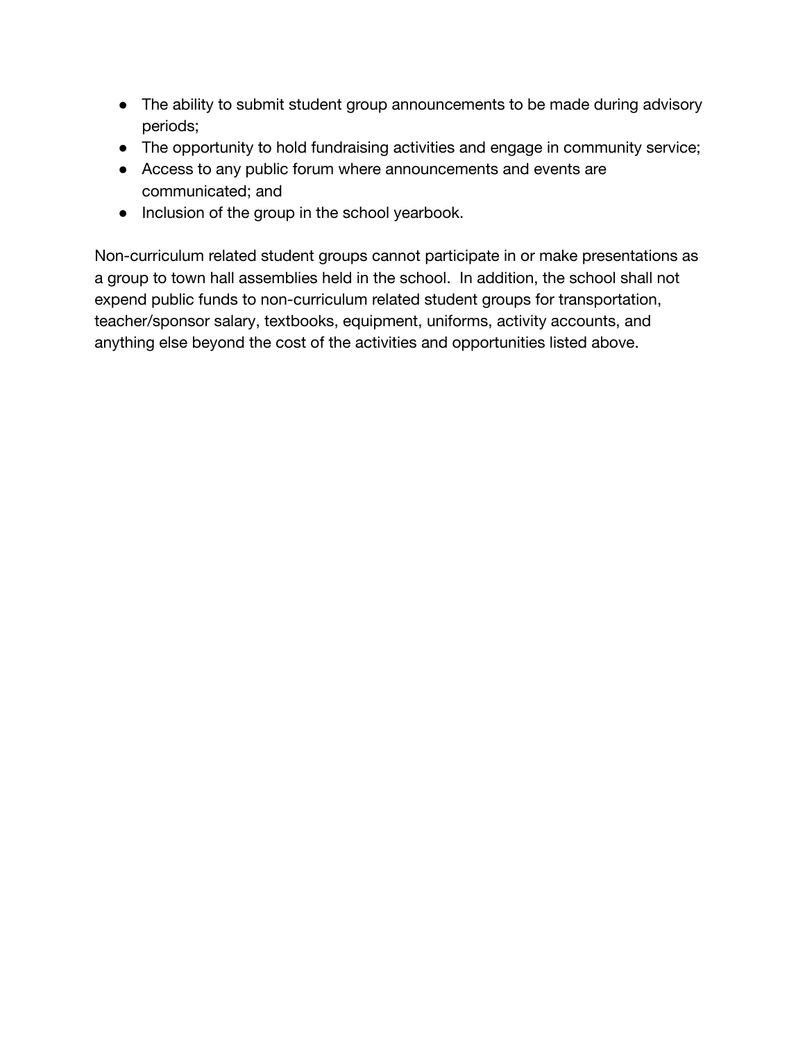- The ability to submit student group announcements to be made during advisory periods;
- The opportunity to hold fundraising activities and engage in community service;
- Access to any public forum where announcements and events are communicated; and
- Inclusion of the group in the school yearbook.

Non-curriculum related student groups cannot participate in or make presentations as a group to town hall assemblies held in the school. In addition, the school shall not expend public funds to non-curriculum related student groups for transportation, teacher/sponsor salary, textbooks, equipment, uniforms, activity accounts, and anything else beyond the cost of the activities and opportunities listed above.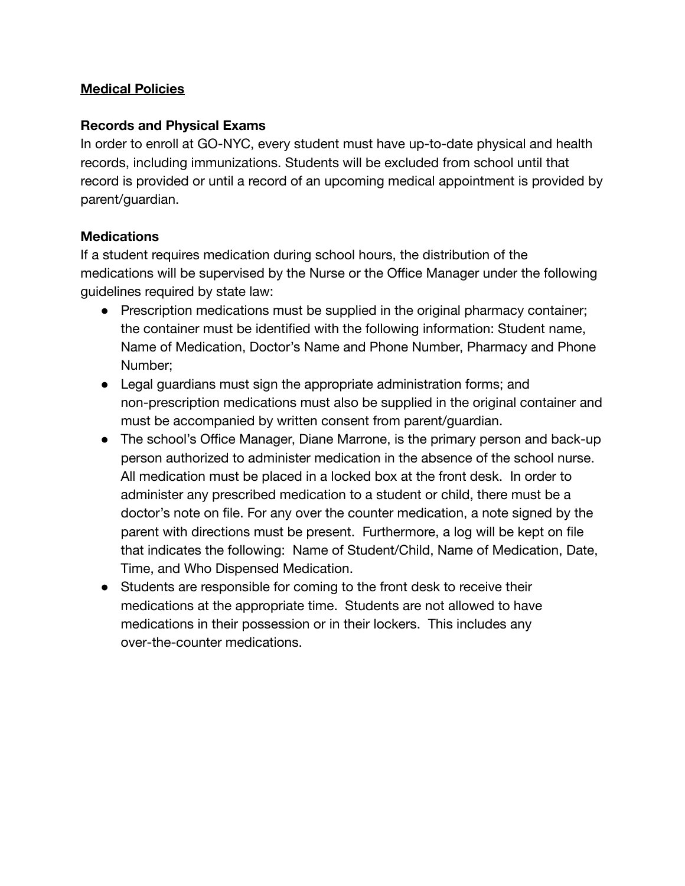## **Medical Policies**

### Records and Physical Exams

In order to enroll at GO-NYC, every student must have up-to-date physical and health records, including immunizations. Students will be excluded from school until that record is provided or until a record of an upcoming medical appointment is provided by parent/guardian.

### Medications

If a student requires medication during school hours, the distribution of the medications will be supervised by the Nurse or the Office Manager under the following guidelines required by state law:

- Prescription medications must be supplied in the original pharmacy container; the container must be identified with the following information: Student name, Name of Medication, Doctor's Name and Phone Number, Pharmacy and Phone Number;
- Legal guardians must sign the appropriate administration forms; and non-prescription medications must also be supplied in the original container and must be accompanied by written consent from parent/guardian.
- The school's Office Manager, Diane Marrone, is the primary person and back-up person authorized to administer medication in the absence of the school nurse. All medication must be placed in a locked box at the front desk. In order to administer any prescribed medication to a student or child, there must be a doctor's note on file. For any over the counter medication, a note signed by the parent with directions must be present. Furthermore, a log will be kept on file that indicates the following: Name of Student/Child, Name of Medication, Date, Time, and Who Dispensed Medication.
- Students are responsible for coming to the front desk to receive their medications at the appropriate time. Students are not allowed to have medications in their possession or in their lockers. This includes any over-the-counter medications.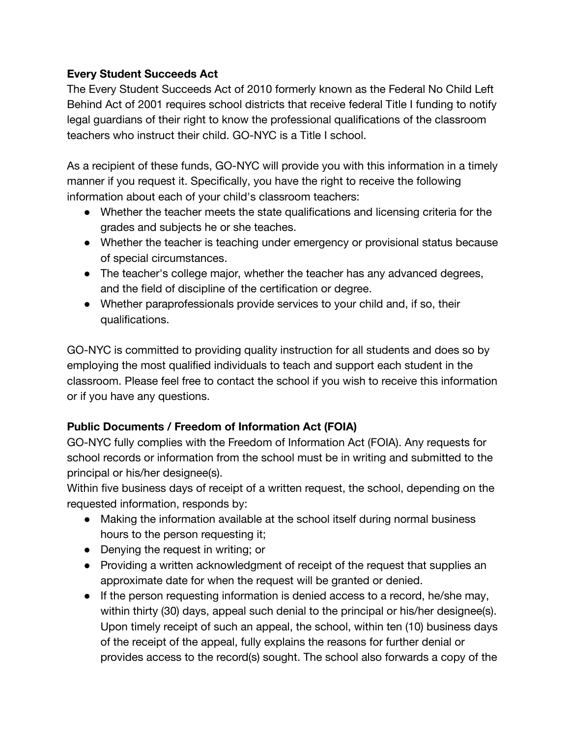**Every Student Succeeds Act**

The Every Student Succeeds Act of 2010 formerly known as the Federal No Child Left Behind Act of 2001 requires school districts that receive federal Title I funding to notify legal guardians of their right to know the professional qualifications of the classroom teachers who instruct their child. GO-NYC is a Title I school.

As a recipient of these funds, GO-NYC will provide you with this information in a timely manner if you request it. Specifically, you have the right to receive the following information about each of your child's classroom teachers:

- Whether the teacher meets the state qualifications and licensing criteria for the grades and subjects he or she teaches.
- Whether the teacher is teaching under emergency or provisional status because of special circumstances.
- The teacher's college major, whether the teacher has any advanced degrees, and the field of discipline of the certification or degree.
- Whether paraprofessionals provide services to your child and, if so, their qualifications.

GO-NYC is committed to providing quality instruction for all students and does so by employing the most qualified individuals to teach and support each student in the classroom. Please feel free to contact the school if you wish to receive this information or if you have any questions.

**Public Documents / Freedom of Information Act (FOIA)**

GO-NYC fully complies with the Freedom of Information Act (FOIA). Any requests for school records or information from the school must be in writing and submitted to the principal or his/her designee(s).

Within five business days of receipt of a written request, the school, depending on the requested information, responds by:

- Making the information available at the school itself during normal business hours to the person requesting it;
- Denying the request in writing; or
- Providing a written acknowledgment of receipt of the request that supplies an approximate date for when the request will be granted or denied.
- If the person requesting information is denied access to a record, he/she may, within thirty (30) days, appeal such denial to the principal or his/her designee(s). Upon timely receipt of such an appeal, the school, within ten (10) business days of the receipt of the appeal, fully explains the reasons for further denial or provides access to the record(s) sought. The school also forwards a copy of the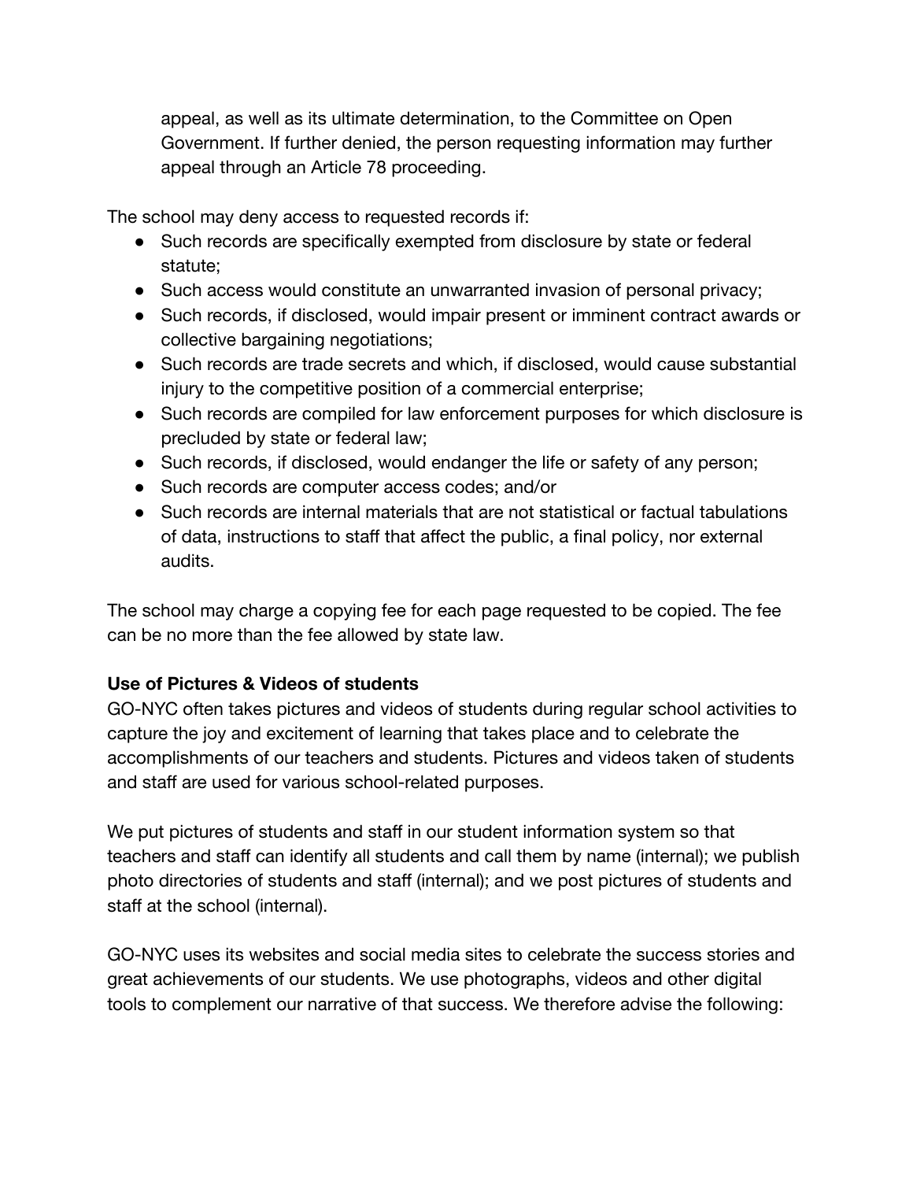appeal, as well as its ultimate determination, to the Committee on Open Government. If further denied, the person requesting information may further appeal through an Article 78 proceeding.

The school may deny access to requested records if:

- Such records are specifically exempted from disclosure by state or federal statute;
- Such access would constitute an unwarranted invasion of personal privacy;
- Such records, if disclosed, would impair present or imminent contract awards or collective bargaining negotiations;
- Such records are trade secrets and which, if disclosed, would cause substantial injury to the competitive position of a commercial enterprise;
- Such records are compiled for law enforcement purposes for which disclosure is precluded by state or federal law;
- Such records, if disclosed, would endanger the life or safety of any person;
- Such records are computer access codes; and/or
- Such records are internal materials that are not statistical or factual tabulations of data, instructions to staff that affect the public, a final policy, nor external audits.

The school may charge a copying fee for each page requested to be copied. The fee can be no more than the fee allowed by state law.

**Use of Pictures & Videos of students**

GO-NYC often takes pictures and videos of students during regular school activities to capture the joy and excitement of learning that takes place and to celebrate the accomplishments of our teachers and students. Pictures and videos taken of students and staff are used for various school-related purposes.

We put pictures of students and staff in our student information system so that teachers and staff can identify all students and call them by name (internal); we publish photo directories of students and staff (internal); and we post pictures of students and staff at the school (internal).

GO-NYC uses its websites and social media sites to celebrate the success stories and great achievements of our students. We use photographs, videos and other digital tools to complement our narrative of that success. We therefore advise the following: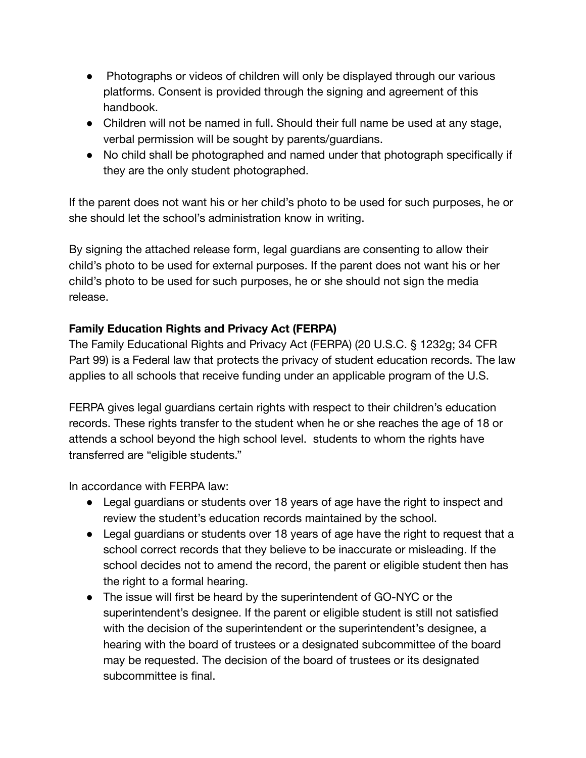- Photographs or videos of children will only be displayed through our various platforms. Consent is provided through the signing and agreement of this handbook.
- Children will not be named in full. Should their full name be used at any stage, verbal permission will be sought by parents/guardians.
- No child shall be photographed and named under that photograph specifically if they are the only student photographed.

If the parent does not want his or her child's photo to be used for such purposes, he or she should let the school's administration know in writing.

By signing the attached release form, legal guardians are consenting to allow their child's photo to be used for external purposes. If the parent does not want his or her child's photo to be used for such purposes, he or she should not sign the media release.

**Family Education Rights and Privacy Act (FERPA)**

The Family Educational Rights and Privacy Act (FERPA) (20 U.S.C. § 1232g; 34 CFR Part 99) is a Federal law that protects the privacy of student education records. The law applies to all schools that receive funding under an applicable program of the U.S.

FERPA gives legal guardians certain rights with respect to their children's education records. These rights transfer to the student when he or she reaches the age of 18 or attends a school beyond the high school level. students to whom the rights have transferred are "eligible students."

In accordance with FERPA law:

- Legal guardians or students over 18 years of age have the right to inspect and review the student's education records maintained by the school.
- Legal guardians or students over 18 years of age have the right to request that a school correct records that they believe to be inaccurate or misleading. If the school decides not to amend the record, the parent or eligible student then has the right to a formal hearing.
- The issue will first be heard by the superintendent of GO-NYC or the superintendent's designee. If the parent or eligible student is still not satisfied with the decision of the superintendent or the superintendent's designee, a hearing with the board of trustees or a designated subcommittee of the board may be requested. The decision of the board of trustees or its designated subcommittee is final.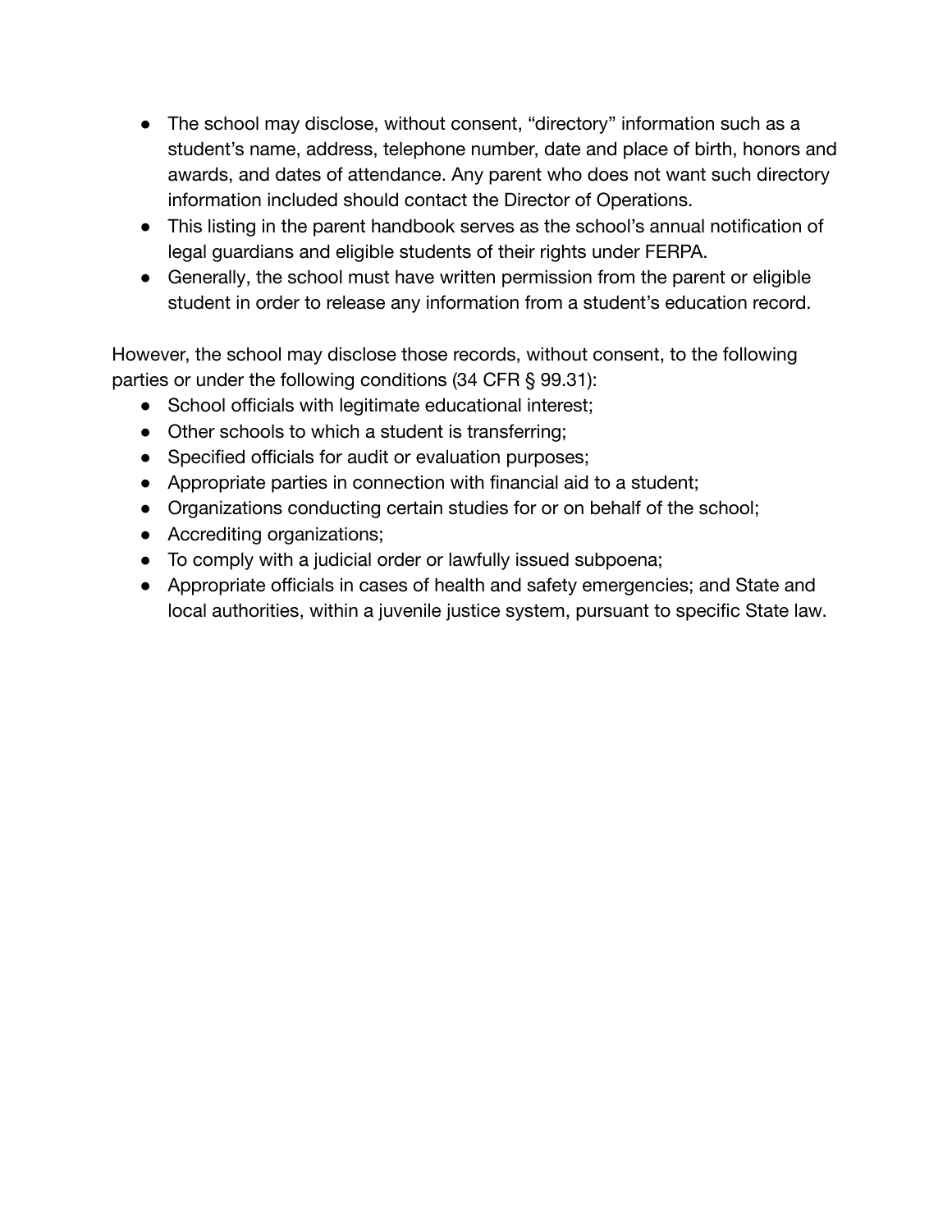- The school may disclose, without consent, "directory" information such as a student's name, address, telephone number, date and place of birth, honors and awards, and dates of attendance. Any parent who does not want such directory information included should contact the Director of Operations.
- This listing in the parent handbook serves as the school's annual notification of legal guardians and eligible students of their rights under FERPA.
- Generally, the school must have written permission from the parent or eligible student in order to release any information from a student's education record.

However, the school may disclose those records, without consent, to the following parties or under the following conditions (34 CFR § 99.31):

- School officials with legitimate educational interest;
- Other schools to which a student is transferring;
- Specified officials for audit or evaluation purposes;
- Appropriate parties in connection with financial aid to a student;
- Organizations conducting certain studies for or on behalf of the school;
- Accrediting organizations;
- To comply with a judicial order or lawfully issued subpoena;
- Appropriate officials in cases of health and safety emergencies; and State and local authorities, within a juvenile justice system, pursuant to specific State law.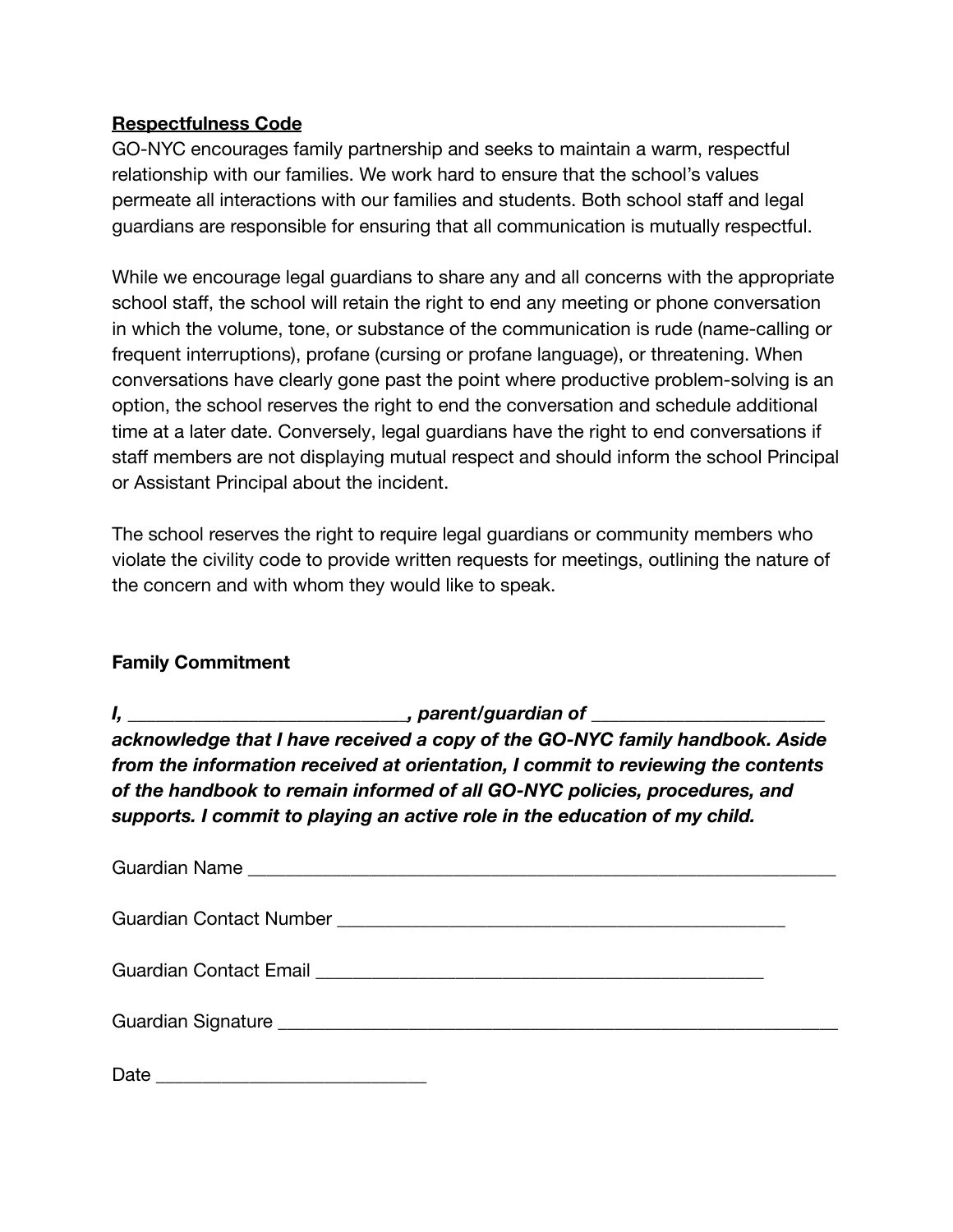<u>**Respectfulness Code**</u>

GO-NYC encourages family partnership and seeks to maintain a warm, respectful relationship with our families. We work hard to ensure that the school's values permeate all interactions with our families and students. Both school staff and legal guardians are responsible for ensuring that all communication is mutually respectful.

While we encourage legal guardians to share any and all concerns with the appropriate school staff, the school will retain the right to end any meeting or phone conversation in which the volume, tone, or substance of the communication is rude (name-calling or frequent interruptions), profane (cursing or profane language), or threatening. When conversations have clearly gone past the point where productive problem-solving is an option, the school reserves the right to end the conversation and schedule additional time at a later date. Conversely, legal guardians have the right to end conversations if staff members are not displaying mutual respect and should inform the school Principal or Assistant Principal about the incident.

The school reserves the right to require legal guardians or community members who violate the civility code to provide written requests for meetings, outlining the nature of the concern and with whom they would like to speak.

**Family Commitment**

***I, ____________________________, parent/guardian of ________________________ acknowledge that I have received a copy of the GO-NYC family handbook. Aside from the information received at orientation, I commit to reviewing the contents of the handbook to remain informed of all GO-NYC policies, procedures, and supports. I commit to playing an active role in the education of my child.***

Guardian Name _______________________________________________________________

Guardian Contact Number ________________________________________________

Guardian Contact Email ________________________________________________

Guardian Signature ____________________________________________________________

Date ____________________________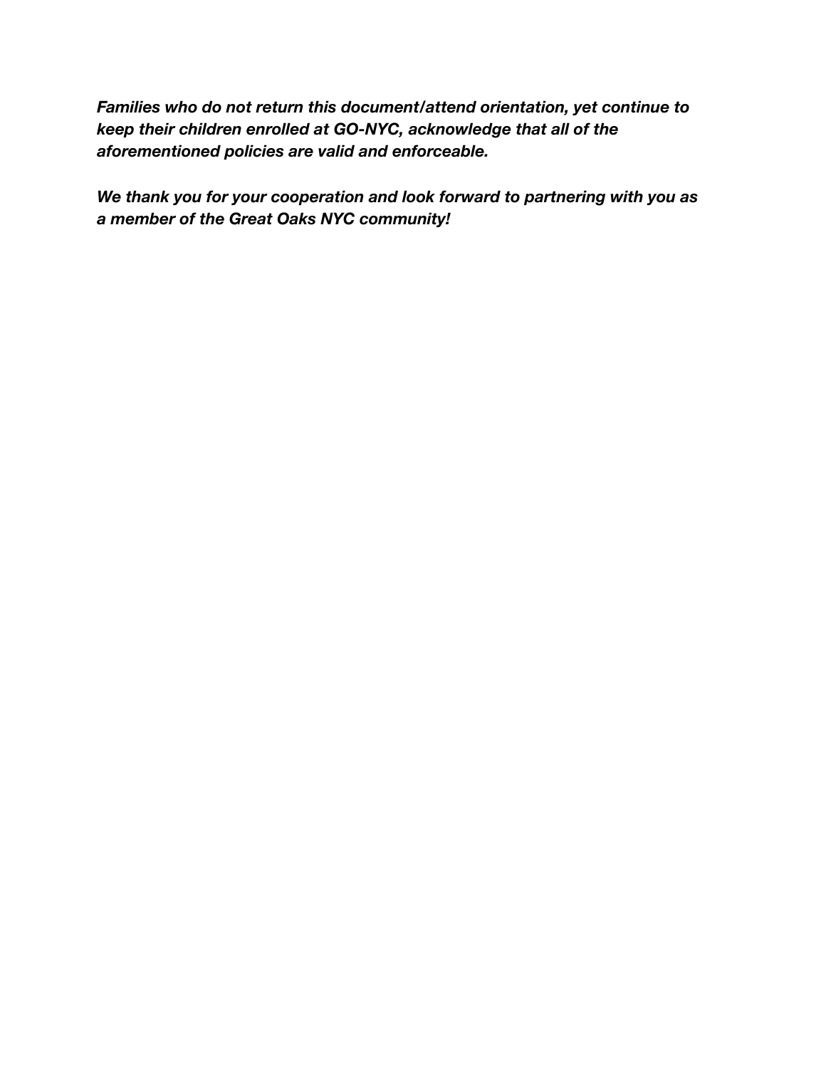***Families who do not return this document/attend orientation, yet continue to keep their children enrolled at GO-NYC, acknowledge that all of the aforementioned policies are valid and enforceable.***

***We thank you for your cooperation and look forward to partnering with you as a member of the Great Oaks NYC community!***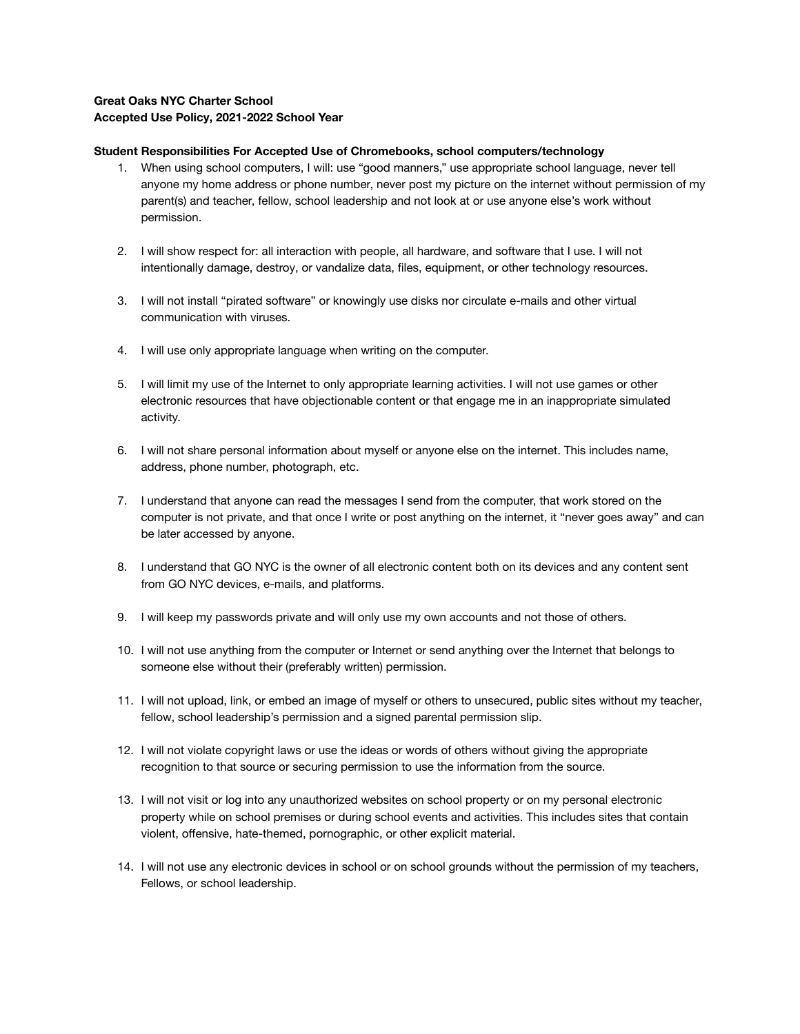**Great Oaks NYC Charter School**
**Accepted Use Policy, 2021-2022 School Year**

**Student Responsibilities For Accepted Use of Chromebooks, school computers/technology**

1. When using school computers, I will: use "good manners," use appropriate school language, never tell anyone my home address or phone number, never post my picture on the internet without permission of my parent(s) and teacher, fellow, school leadership and not look at or use anyone else's work without permission.

2. I will show respect for: all interaction with people, all hardware, and software that I use. I will not intentionally damage, destroy, or vandalize data, files, equipment, or other technology resources.

3. I will not install "pirated software" or knowingly use disks nor circulate e-mails and other virtual communication with viruses.

4. I will use only appropriate language when writing on the computer.

5. I will limit my use of the Internet to only appropriate learning activities. I will not use games or other electronic resources that have objectionable content or that engage me in an inappropriate simulated activity.

6. I will not share personal information about myself or anyone else on the internet. This includes name, address, phone number, photograph, etc.

7. I understand that anyone can read the messages I send from the computer, that work stored on the computer is not private, and that once I write or post anything on the internet, it "never goes away" and can be later accessed by anyone.

8. I understand that GO NYC is the owner of all electronic content both on its devices and any content sent from GO NYC devices, e-mails, and platforms.

9. I will keep my passwords private and will only use my own accounts and not those of others.

10. I will not use anything from the computer or Internet or send anything over the Internet that belongs to someone else without their (preferably written) permission.

11. I will not upload, link, or embed an image of myself or others to unsecured, public sites without my teacher, fellow, school leadership's permission and a signed parental permission slip.

12. I will not violate copyright laws or use the ideas or words of others without giving the appropriate recognition to that source or securing permission to use the information from the source.

13. I will not visit or log into any unauthorized websites on school property or on my personal electronic property while on school premises or during school events and activities. This includes sites that contain violent, offensive, hate-themed, pornographic, or other explicit material.

14. I will not use any electronic devices in school or on school grounds without the permission of my teachers, Fellows, or school leadership.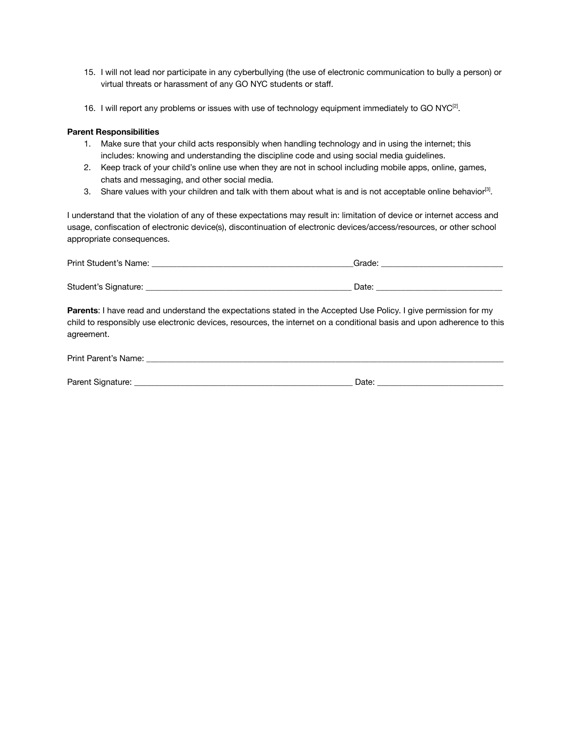15. I will not lead nor participate in any cyberbullying (the use of electronic communication to bully a person) or virtual threats or harassment of any GO NYC students or staff.

16. I will report any problems or issues with use of technology equipment immediately to GO NYC[2].

**Parent Responsibilities**

1. Make sure that your child acts responsibly when handling technology and in using the internet; this includes: knowing and understanding the discipline code and using social media guidelines.
2. Keep track of your child's online use when they are not in school including mobile apps, online, games, chats and messaging, and other social media.
3. Share values with your children and talk with them about what is and is not acceptable online behavior[3].

I understand that the violation of any of these expectations may result in: limitation of device or internet access and usage, confiscation of electronic device(s), discontinuation of electronic devices/access/resources, or other school appropriate consequences.

Print Student's Name: ____________________________________________Grade: ___________________________

Student's Signature: _____________________________________________ Date: ____________________________

**Parents**: I have read and understand the expectations stated in the Accepted Use Policy. I give permission for my child to responsibly use electronic devices, resources, the internet on a conditional basis and upon adherence to this agreement.

Print Parent's Name: ______________________________________________________________________________

Parent Signature: _______________________________________________ Date: ____________________________